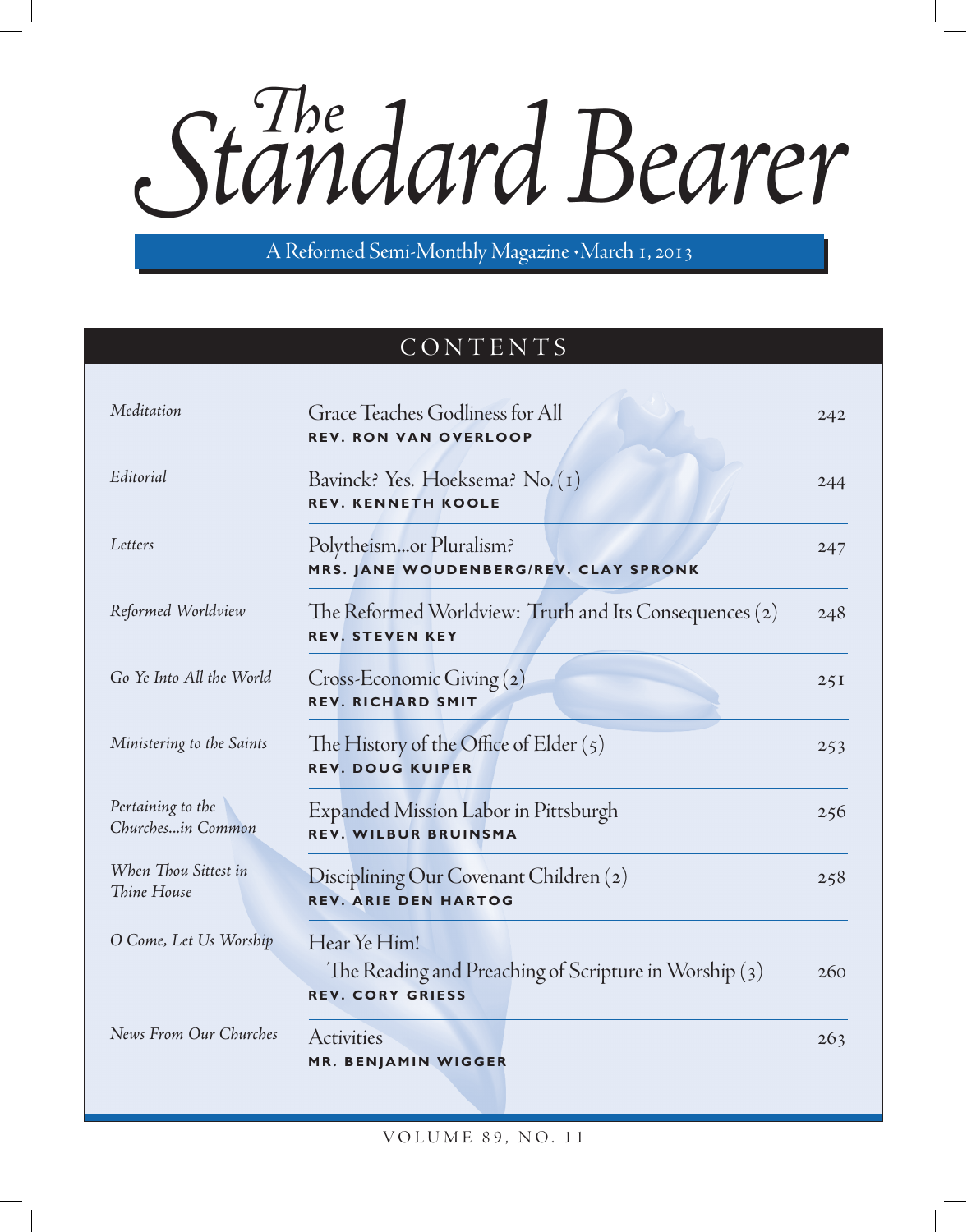# The Standard Bearer

A Reformed Semi-Monthly Magazine • March 1, 2013

## CONTENTS

| | | |
|---|---|---|
| *Meditation* | Grace Teaches Godliness for All<br>**REV. RON VAN OVERLOOP** | 242 |
| *Editorial* | Bavinck? Yes. Hoeksema? No. (1)<br>**REV. KENNETH KOOLE** | 244 |
| *Letters* | Polytheism...or Pluralism?<br>**MRS. JANE WOUDENBERG/REV. CLAY SPRONK** | 247 |
| *Reformed Worldview* | The Reformed Worldview: Truth and Its Consequences (2)<br>**REV. STEVEN KEY** | 248 |
| *Go Ye Into All the World* | Cross-Economic Giving (2)<br>**REV. RICHARD SMIT** | 251 |
| *Ministering to the Saints* | The History of the Office of Elder (5)<br>**REV. DOUG KUIPER** | 253 |
| *Pertaining to the Churches...in Common* | Expanded Mission Labor in Pittsburgh<br>**REV. WILBUR BRUINSMA** | 256 |
| *When Thou Sittest in Thine House* | Disciplining Our Covenant Children (2)<br>**REV. ARIE DEN HARTOG** | 258 |
| *O Come, Let Us Worship* | Hear Ye Him!<br>The Reading and Preaching of Scripture in Worship (3)<br>**REV. CORY GRIESS** | 260 |
| *News From Our Churches* | Activities<br>**MR. BENJAMIN WIGGER** | 263 |

VOLUME 89, NO. 11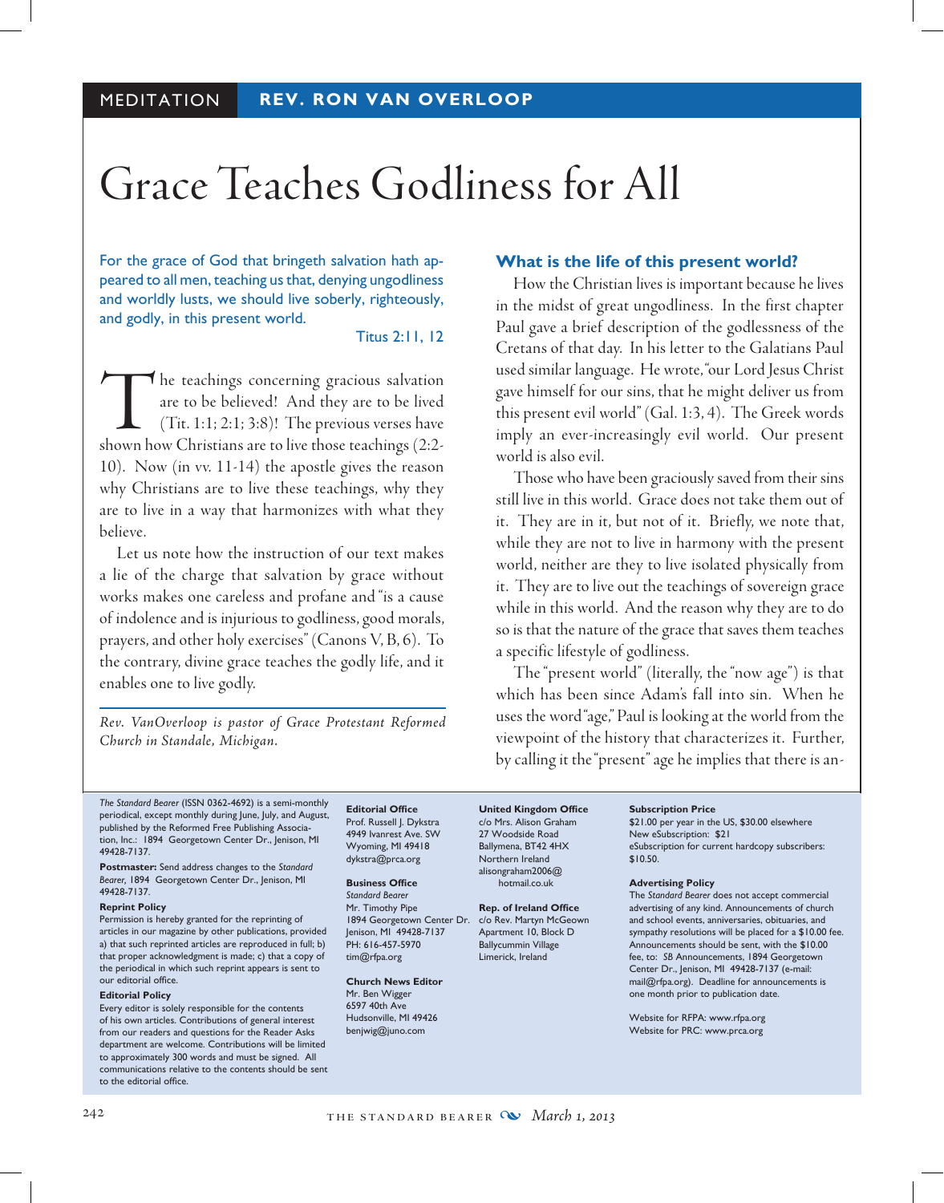MEDITATION **REV. RON VAN OVERLOOP**

# Grace Teaches Godliness for All

For the grace of God that bringeth salvation hath appeared to all men, teaching us that, denying ungodliness and worldly lusts, we should live soberly, righteously, and godly, in this present world.

Titus 2:11, 12

The teachings concerning gracious salvation are to be believed! And they are to be lived (Tit. 1:1; 2:1; 3:8)! The previous verses have shown how Christians are to live those teachings (2:2-10). Now (in vv. 11-14) the apostle gives the reason why Christians are to live these teachings, why they are to live in a way that harmonizes with what they believe.

Let us note how the instruction of our text makes a lie of the charge that salvation by grace without works makes one careless and profane and "is a cause of indolence and is injurious to godliness, good morals, prayers, and other holy exercises" (Canons V, B, 6). To the contrary, divine grace teaches the godly life, and it enables one to live godly.

*Rev. VanOverloop is pastor of Grace Protestant Reformed Church in Standale, Michigan.*

### What is the life of this present world?

How the Christian lives is important because he lives in the midst of great ungodliness. In the first chapter Paul gave a brief description of the godlessness of the Cretans of that day. In his letter to the Galatians Paul used similar language. He wrote, "our Lord Jesus Christ gave himself for our sins, that he might deliver us from this present evil world" (Gal. 1:3, 4). The Greek words imply an ever-increasingly evil world. Our present world is also evil.

Those who have been graciously saved from their sins still live in this world. Grace does not take them out of it. They are in it, but not of it. Briefly, we note that, while they are not to live in harmony with the present world, neither are they to live isolated physically from it. They are to live out the teachings of sovereign grace while in this world. And the reason why they are to do so is that the nature of the grace that saves them teaches a specific lifestyle of godliness.

The "present world" (literally, the "now age") is that which has been since Adam's fall into sin. When he uses the word "age," Paul is looking at the world from the viewpoint of the history that characterizes it. Further, by calling it the "present" age he implies that there is an-

---

*The Standard Bearer* (ISSN 0362-4692) is a semi-monthly periodical, except monthly during June, July, and August, published by the Reformed Free Publishing Association, Inc.: 1894 Georgetown Center Dr., Jenison, MI 49428-7137.

**Postmaster:** Send address changes to the *Standard Bearer*, 1894 Georgetown Center Dr., Jenison, MI 49428-7137.

**Reprint Policy**
Permission is hereby granted for the reprinting of articles in our magazine by other publications, provided a) that such reprinted articles are reproduced in full; b) that proper acknowledgment is made; c) that a copy of the periodical in which such reprint appears is sent to our editorial office.

**Editorial Policy**
Every editor is solely responsible for the contents of his own articles. Contributions of general interest from our readers and questions for the Reader Asks department are welcome. Contributions will be limited to approximately 300 words and must be signed. All communications relative to the contents should be sent to the editorial office.

**Editorial Office**
Prof. Russell J. Dykstra
4949 Ivanrest Ave. SW
Wyoming, MI 49418
dykstra@prca.org

**Business Office**
*Standard Bearer*
Mr. Timothy Pipe
1894 Georgetown Center Dr.
Jenison, MI 49428-7137
PH: 616-457-5970
tim@rfpa.org

**Church News Editor**
Mr. Ben Wigger
6597 40th Ave
Hudsonville, MI 49426
benjwig@juno.com

**United Kingdom Office**
c/o Mrs. Alison Graham
27 Woodside Road
Ballymena, BT42 4HX
Northern Ireland
alisongraham2006@hotmail.co.uk

**Rep. of Ireland Office**
c/o Rev. Martyn McGeown
Apartment 10, Block D
Ballycummin Village
Limerick, Ireland

**Subscription Price**
$21.00 per year in the US, $30.00 elsewhere
New eSubscription: $21
eSubscription for current hardcopy subscribers: $10.50.

**Advertising Policy**
The *Standard Bearer* does not accept commercial advertising of any kind. Announcements of church and school events, anniversaries, obituaries, and sympathy resolutions will be placed for a $10.00 fee. Announcements should be sent, with the $10.00 fee, to: *SB* Announcements, 1894 Georgetown Center Dr., Jenison, MI 49428-7137 (e-mail: mail@rfpa.org). Deadline for announcements is one month prior to publication date.

Website for RFPA: www.rfpa.org
Website for PRC: www.prca.org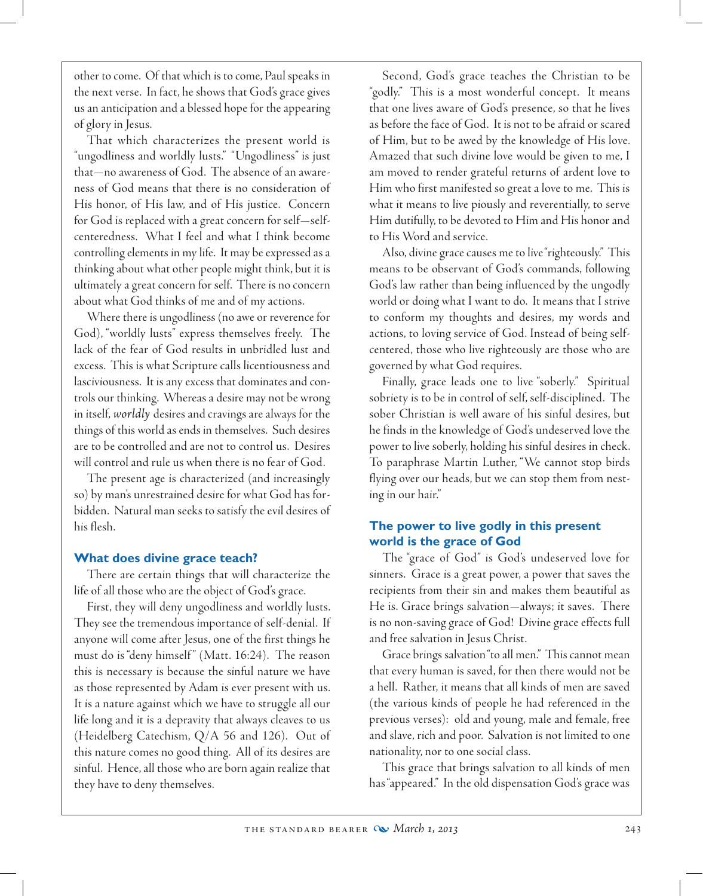other to come. Of that which is to come, Paul speaks in the next verse. In fact, he shows that God's grace gives us an anticipation and a blessed hope for the appearing of glory in Jesus.

That which characterizes the present world is "ungodliness and worldly lusts." "Ungodliness" is just that—no awareness of God. The absence of an awareness of God means that there is no consideration of His honor, of His law, and of His justice. Concern for God is replaced with a great concern for self—self-centeredness. What I feel and what I think become controlling elements in my life. It may be expressed as a thinking about what other people might think, but it is ultimately a great concern for self. There is no concern about what God thinks of me and of my actions.

Where there is ungodliness (no awe or reverence for God), "worldly lusts" express themselves freely. The lack of the fear of God results in unbridled lust and excess. This is what Scripture calls licentiousness and lasciviousness. It is any excess that dominates and controls our thinking. Whereas a desire may not be wrong in itself, *worldly* desires and cravings are always for the things of this world as ends in themselves. Such desires are to be controlled and are not to control us. Desires will control and rule us when there is no fear of God.

The present age is characterized (and increasingly so) by man's unrestrained desire for what God has forbidden. Natural man seeks to satisfy the evil desires of his flesh.

### What does divine grace teach?

There are certain things that will characterize the life of all those who are the object of God's grace.

First, they will deny ungodliness and worldly lusts. They see the tremendous importance of self-denial. If anyone will come after Jesus, one of the first things he must do is "deny himself" (Matt. 16:24). The reason this is necessary is because the sinful nature we have as those represented by Adam is ever present with us. It is a nature against which we have to struggle all our life long and it is a depravity that always cleaves to us (Heidelberg Catechism, Q/A 56 and 126). Out of this nature comes no good thing. All of its desires are sinful. Hence, all those who are born again realize that they have to deny themselves.

Second, God's grace teaches the Christian to be "godly." This is a most wonderful concept. It means that one lives aware of God's presence, so that he lives as before the face of God. It is not to be afraid or scared of Him, but to be awed by the knowledge of His love. Amazed that such divine love would be given to me, I am moved to render grateful returns of ardent love to Him who first manifested so great a love to me. This is what it means to live piously and reverentially, to serve Him dutifully, to be devoted to Him and His honor and to His Word and service.

Also, divine grace causes me to live "righteously." This means to be observant of God's commands, following God's law rather than being influenced by the ungodly world or doing what I want to do. It means that I strive to conform my thoughts and desires, my words and actions, to loving service of God. Instead of being self-centered, those who live righteously are those who are governed by what God requires.

Finally, grace leads one to live "soberly." Spiritual sobriety is to be in control of self, self-disciplined. The sober Christian is well aware of his sinful desires, but he finds in the knowledge of God's undeserved love the power to live soberly, holding his sinful desires in check. To paraphrase Martin Luther, "We cannot stop birds flying over our heads, but we can stop them from nesting in our hair."

### The power to live godly in this present world is the grace of God

The "grace of God" is God's undeserved love for sinners. Grace is a great power, a power that saves the recipients from their sin and makes them beautiful as He is. Grace brings salvation—always; it saves. There is no non-saving grace of God! Divine grace effects full and free salvation in Jesus Christ.

Grace brings salvation "to all men." This cannot mean that every human is saved, for then there would not be a hell. Rather, it means that all kinds of men are saved (the various kinds of people he had referenced in the previous verses): old and young, male and female, free and slave, rich and poor. Salvation is not limited to one nationality, nor to one social class.

This grace that brings salvation to all kinds of men has "appeared." In the old dispensation God's grace was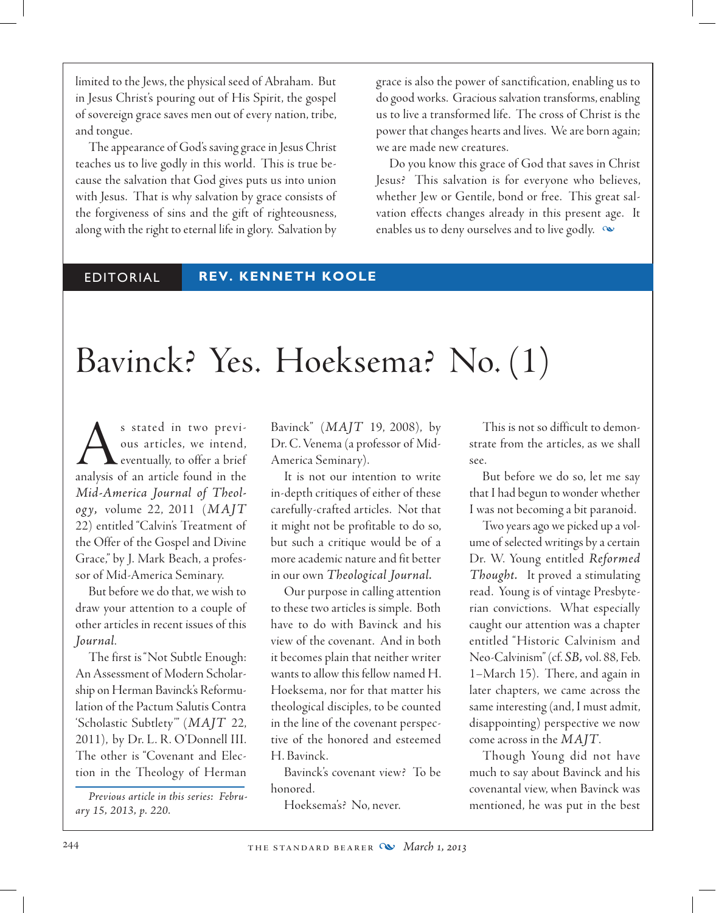limited to the Jews, the physical seed of Abraham. But in Jesus Christ's pouring out of His Spirit, the gospel of sovereign grace saves men out of every nation, tribe, and tongue.

The appearance of God's saving grace in Jesus Christ teaches us to live godly in this world. This is true because the salvation that God gives puts us into union with Jesus. That is why salvation by grace consists of the forgiveness of sins and the gift of righteousness, along with the right to eternal life in glory. Salvation by grace is also the power of sanctification, enabling us to do good works. Gracious salvation transforms, enabling us to live a transformed life. The cross of Christ is the power that changes hearts and lives. We are born again; we are made new creatures.

Do you know this grace of God that saves in Christ Jesus? This salvation is for everyone who believes, whether Jew or Gentile, bond or free. This great salvation effects changes already in this present age. It enables us to deny ourselves and to live godly.

EDITORIAL **REV. KENNETH KOOLE**

# Bavinck? Yes. Hoeksema? No. (1)

As stated in two previous articles, we intend, eventually, to offer a brief analysis of an article found in the *Mid-America Journal of Theology*, volume 22, 2011 (*MAJT* 22) entitled "Calvin's Treatment of the Offer of the Gospel and Divine Grace," by J. Mark Beach, a professor of Mid-America Seminary.

But before we do that, we wish to draw your attention to a couple of other articles in recent issues of this *Journal*.

The first is "Not Subtle Enough: An Assessment of Modern Scholarship on Herman Bavinck's Reformulation of the Pactum Salutis Contra 'Scholastic Subtlety'" (*MAJT* 22, 2011), by Dr. L. R. O'Donnell III. The other is "Covenant and Election in the Theology of Herman Bavinck" (*MAJT* 19, 2008), by Dr. C. Venema (a professor of Mid-America Seminary).

It is not our intention to write in-depth critiques of either of these carefully-crafted articles. Not that it might not be profitable to do so, but such a critique would be of a more academic nature and fit better in our own *Theological Journal*.

Our purpose in calling attention to these two articles is simple. Both have to do with Bavinck and his view of the covenant. And in both it becomes plain that neither writer wants to allow this fellow named H. Hoeksema, nor for that matter his theological disciples, to be counted in the line of the covenant perspective of the honored and esteemed H. Bavinck.

Bavinck's covenant view? To be honored.

Hoeksema's? No, never.

This is not so difficult to demonstrate from the articles, as we shall see.

But before we do so, let me say that I had begun to wonder whether I was not becoming a bit paranoid.

Two years ago we picked up a volume of selected writings by a certain Dr. W. Young entitled *Reformed Thought*. It proved a stimulating read. Young is of vintage Presbyterian convictions. What especially caught our attention was a chapter entitled "Historic Calvinism and Neo-Calvinism" (cf. *SB*, vol. 88, Feb. 1–March 15). There, and again in later chapters, we came across the same interesting (and, I must admit, disappointing) perspective we now come across in the *MAJT*.

Though Young did not have much to say about Bavinck and his covenantal view, when Bavinck was mentioned, he was put in the best

*Previous article in this series: February 15, 2013, p. 220.*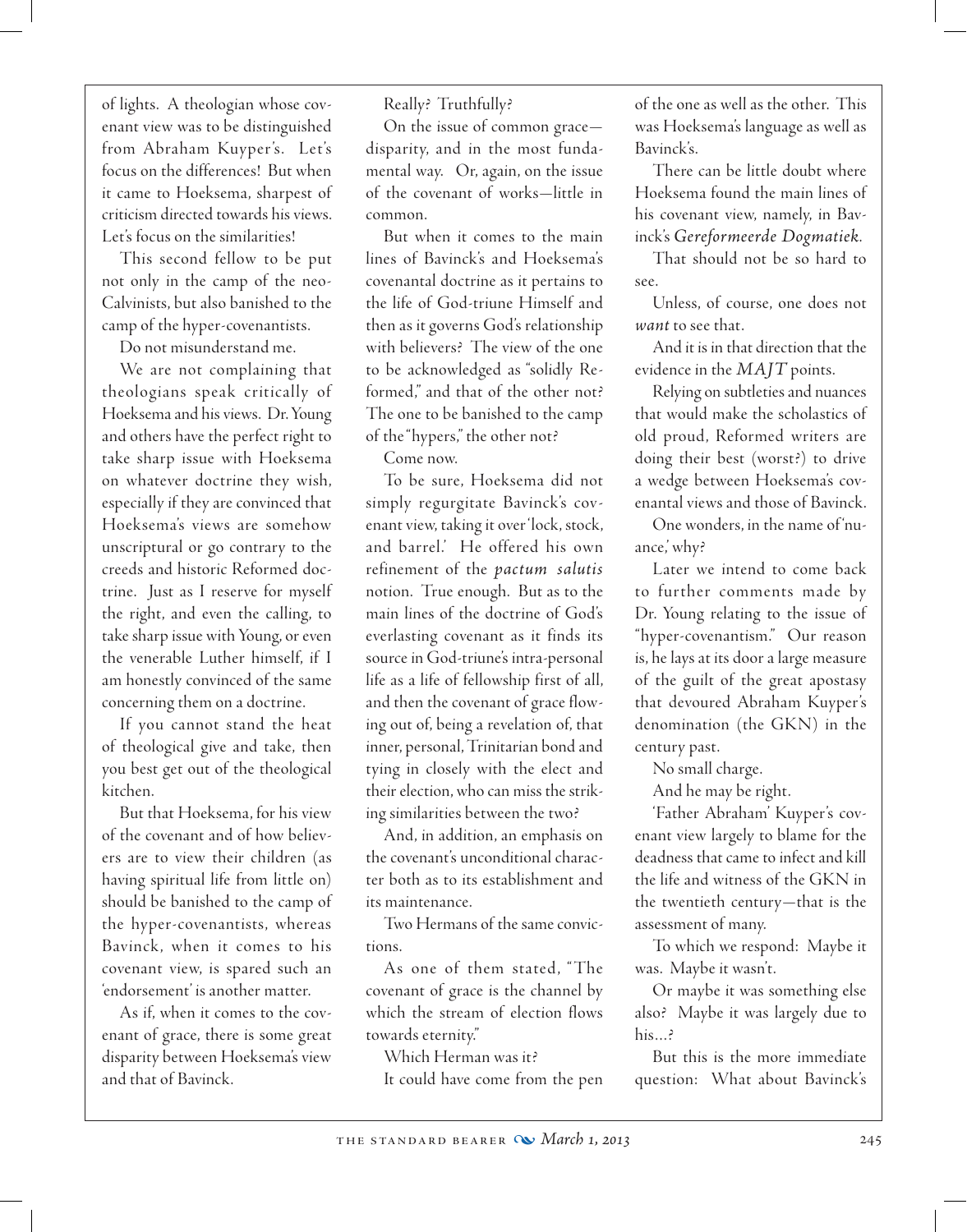of lights. A theologian whose covenant view was to be distinguished from Abraham Kuyper's. Let's focus on the differences! But when it came to Hoeksema, sharpest of criticism directed towards his views. Let's focus on the similarities!

This second fellow to be put not only in the camp of the neo-Calvinists, but also banished to the camp of the hyper-covenantists.

Do not misunderstand me.

We are not complaining that theologians speak critically of Hoeksema and his views. Dr. Young and others have the perfect right to take sharp issue with Hoeksema on whatever doctrine they wish, especially if they are convinced that Hoeksema's views are somehow unscriptural or go contrary to the creeds and historic Reformed doctrine. Just as I reserve for myself the right, and even the calling, to take sharp issue with Young, or even the venerable Luther himself, if I am honestly convinced of the same concerning them on a doctrine.

If you cannot stand the heat of theological give and take, then you best get out of the theological kitchen.

But that Hoeksema, for his view of the covenant and of how believers are to view their children (as having spiritual life from little on) should be banished to the camp of the hyper-covenantists, whereas Bavinck, when it comes to his covenant view, is spared such an 'endorsement' is another matter.

As if, when it comes to the covenant of grace, there is some great disparity between Hoeksema's view and that of Bavinck.

Really? Truthfully?

On the issue of common grace—disparity, and in the most fundamental way. Or, again, on the issue of the covenant of works—little in common.

But when it comes to the main lines of Bavinck's and Hoeksema's covenantal doctrine as it pertains to the life of God-triune Himself and then as it governs God's relationship with believers? The view of the one to be acknowledged as "solidly Reformed," and that of the other not? The one to be banished to the camp of the "hypers," the other not?

Come now.

To be sure, Hoeksema did not simply regurgitate Bavinck's covenant view, taking it over 'lock, stock, and barrel.' He offered his own refinement of the *pactum salutis* notion. True enough. But as to the main lines of the doctrine of God's everlasting covenant as it finds its source in God-triune's intra-personal life as a life of fellowship first of all, and then the covenant of grace flowing out of, being a revelation of, that inner, personal, Trinitarian bond and tying in closely with the elect and their election, who can miss the striking similarities between the two?

And, in addition, an emphasis on the covenant's unconditional character both as to its establishment and its maintenance.

Two Hermans of the same convictions.

As one of them stated, "The covenant of grace is the channel by which the stream of election flows towards eternity."

Which Herman was it?

It could have come from the pen of the one as well as the other. This was Hoeksema's language as well as Bavinck's.

There can be little doubt where Hoeksema found the main lines of his covenant view, namely, in Bavinck's *Gereformeerde Dogmatiek.*

That should not be so hard to see.

Unless, of course, one does not *want* to see that.

And it is in that direction that the evidence in the *MAJT* points.

Relying on subtleties and nuances that would make the scholastics of old proud, Reformed writers are doing their best (worst?) to drive a wedge between Hoeksema's covenantal views and those of Bavinck.

One wonders, in the name of 'nuance,' why?

Later we intend to come back to further comments made by Dr. Young relating to the issue of "hyper-covenantism." Our reason is, he lays at its door a large measure of the guilt of the great apostasy that devoured Abraham Kuyper's denomination (the GKN) in the century past.

No small charge.

And he may be right.

'Father Abraham' Kuyper's covenant view largely to blame for the deadness that came to infect and kill the life and witness of the GKN in the twentieth century—that is the assessment of many.

To which we respond: Maybe it was. Maybe it wasn't.

Or maybe it was something else also? Maybe it was largely due to his…?

But this is the more immediate question: What about Bavinck's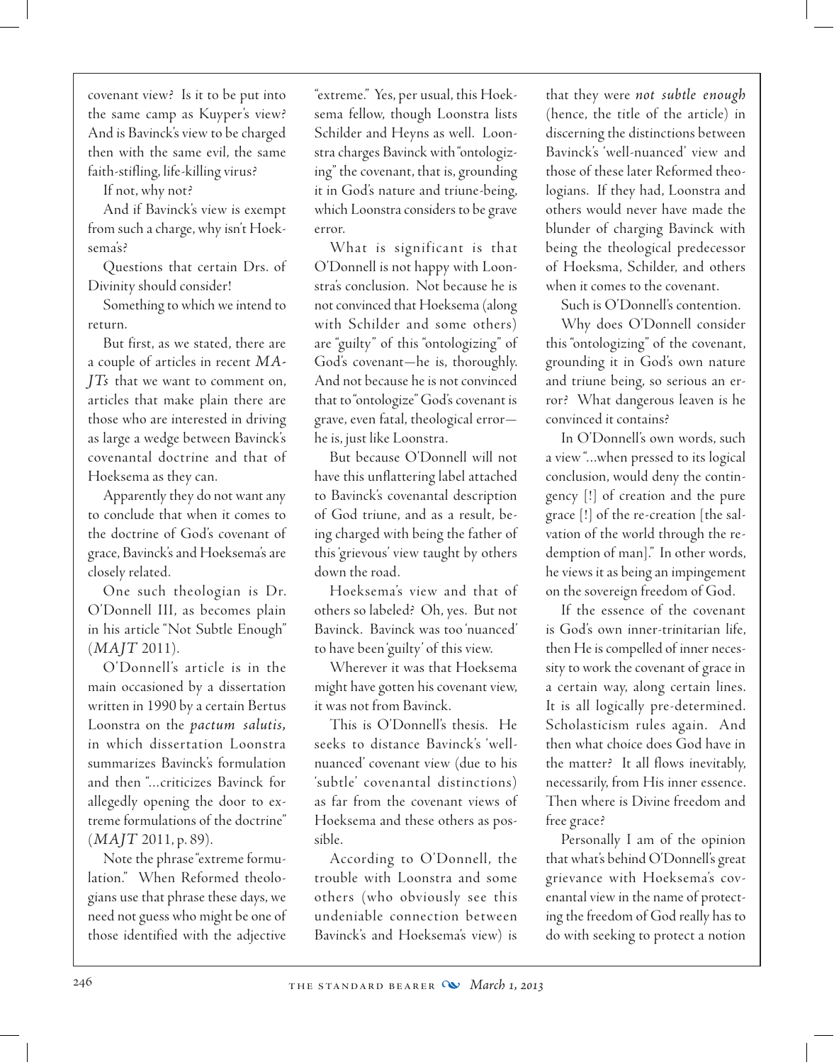covenant view? Is it to be put into the same camp as Kuyper's view? And is Bavinck's view to be charged then with the same evil, the same faith-stifling, life-killing virus?

If not, why not?

And if Bavinck's view is exempt from such a charge, why isn't Hoeksema's?

Questions that certain Drs. of Divinity should consider!

Something to which we intend to return.

But first, as we stated, there are a couple of articles in recent *MAJTs* that we want to comment on, articles that make plain there are those who are interested in driving as large a wedge between Bavinck's covenantal doctrine and that of Hoeksema as they can.

Apparently they do not want any to conclude that when it comes to the doctrine of God's covenant of grace, Bavinck's and Hoeksema's are closely related.

One such theologian is Dr. O'Donnell III, as becomes plain in his article "Not Subtle Enough" (*MAJT* 2011).

O'Donnell's article is in the main occasioned by a dissertation written in 1990 by a certain Bertus Loonstra on the *pactum salutis,* in which dissertation Loonstra summarizes Bavinck's formulation and then "...criticizes Bavinck for allegedly opening the door to extreme formulations of the doctrine" (*MAJT* 2011, p. 89).

Note the phrase "extreme formulation." When Reformed theologians use that phrase these days, we need not guess who might be one of those identified with the adjective "extreme." Yes, per usual, this Hoeksema fellow, though Loonstra lists Schilder and Heyns as well. Loonstra charges Bavinck with "ontologizing" the covenant, that is, grounding it in God's nature and triune-being, which Loonstra considers to be grave error.

What is significant is that O'Donnell is not happy with Loonstra's conclusion. Not because he is not convinced that Hoeksema (along with Schilder and some others) are "guilty" of this "ontologizing" of God's covenant—he is, thoroughly. And not because he is not convinced that to "ontologize" God's covenant is grave, even fatal, theological error—he is, just like Loonstra.

But because O'Donnell will not have this unflattering label attached to Bavinck's covenantal description of God triune, and as a result, being charged with being the father of this 'grievous' view taught by others down the road.

Hoeksema's view and that of others so labeled? Oh, yes. But not Bavinck. Bavinck was too 'nuanced' to have been 'guilty' of this view.

Wherever it was that Hoeksema might have gotten his covenant view, it was not from Bavinck.

This is O'Donnell's thesis. He seeks to distance Bavinck's 'well-nuanced' covenant view (due to his 'subtle' covenantal distinctions) as far from the covenant views of Hoeksema and these others as possible.

According to O'Donnell, the trouble with Loonstra and some others (who obviously see this undeniable connection between Bavinck's and Hoeksema's view) is that they were ***not subtle enough*** (hence, the title of the article) in discerning the distinctions between Bavinck's 'well-nuanced' view and those of these later Reformed theologians. If they had, Loonstra and others would never have made the blunder of charging Bavinck with being the theological predecessor of Hoeksema, Schilder, and others when it comes to the covenant.

Such is O'Donnell's contention.

Why does O'Donnell consider this "ontologizing" of the covenant, grounding it in God's own nature and triune being, so serious an error? What dangerous leaven is he convinced it contains?

In O'Donnell's own words, such a view "...when pressed to its logical conclusion, would deny the contingency [!] of creation and the pure grace [!] of the re-creation [the salvation of the world through the redemption of man]." In other words, he views it as being an impingement on the sovereign freedom of God.

If the essence of the covenant is God's own inner-trinitarian life, then He is compelled of inner necessity to work the covenant of grace in a certain way, along certain lines. It is all logically pre-determined. Scholasticism rules again. And then what choice does God have in the matter? It all flows inevitably, necessarily, from His inner essence. Then where is Divine freedom and free grace?

Personally I am of the opinion that what's behind O'Donnell's great grievance with Hoeksema's covenantal view in the name of protecting the freedom of God really has to do with seeking to protect a notion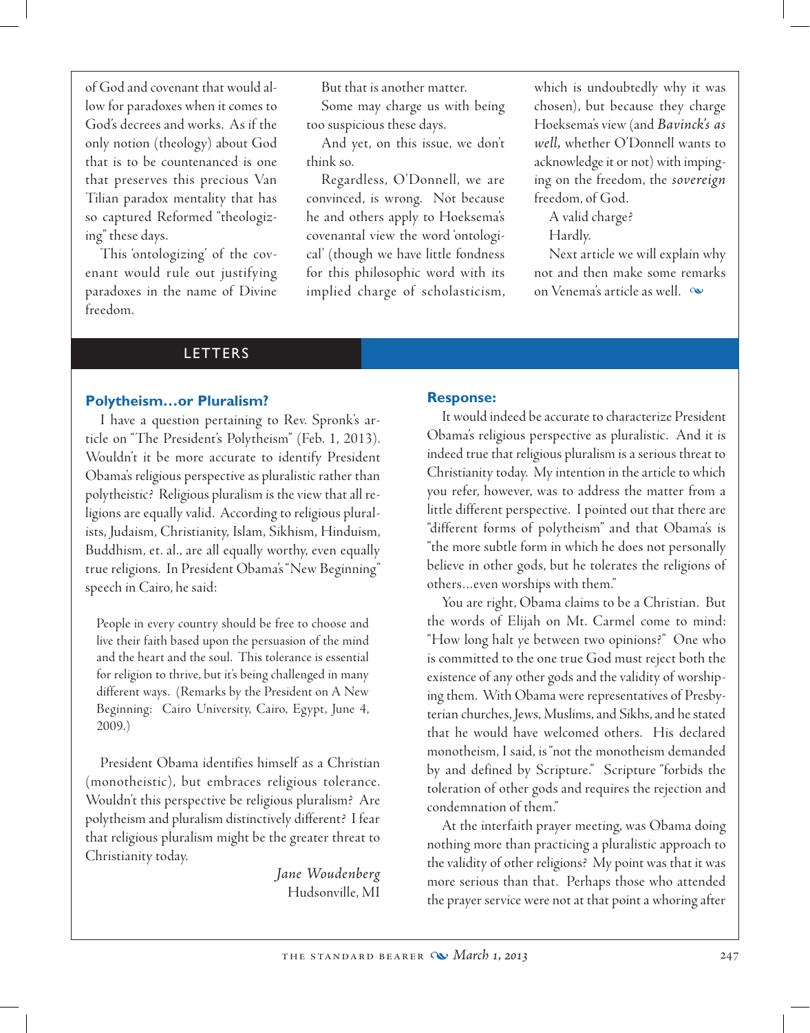of God and covenant that would allow for paradoxes when it comes to God's decrees and works. As if the only notion (theology) about God that is to be countenanced is one that preserves this precious Van Tilian paradox mentality that has so captured Reformed "theologizing" these days.

This 'ontologizing' of the covenant would rule out justifying paradoxes in the name of Divine freedom.

But that is another matter.

Some may charge us with being too suspicious these days.

And yet, on this issue, we don't think so.

Regardless, O'Donnell, we are convinced, is wrong. Not because he and others apply to Hoeksema's covenantal view the word 'ontological' (though we have little fondness for this philosophic word with its implied charge of scholasticism, which is undoubtedly why it was chosen), but because they charge Hoeksema's view (and *Bavinck's as well,* whether O'Donnell wants to acknowledge it or not) with impinging on the freedom, the ***sovereign*** freedom, of God.

A valid charge?

Hardly.

Next article we will explain why not and then make some remarks on Venema's article as well.

## LETTERS

### Polytheism…or Pluralism?

I have a question pertaining to Rev. Spronk's article on "The President's Polytheism" (Feb. 1, 2013). Wouldn't it be more accurate to identify President Obama's religious perspective as pluralistic rather than polytheistic? Religious pluralism is the view that all religions are equally valid. According to religious pluralists, Judaism, Christianity, Islam, Sikhism, Hinduism, Buddhism, et. al., are all equally worthy, even equally true religions. In President Obama's "New Beginning" speech in Cairo, he said:

> People in every country should be free to choose and live their faith based upon the persuasion of the mind and the heart and the soul. This tolerance is essential for religion to thrive, but it's being challenged in many different ways. (Remarks by the President on A New Beginning: Cairo University, Cairo, Egypt, June 4, 2009.)

President Obama identifies himself as a Christian (monotheistic), but embraces religious tolerance. Wouldn't this perspective be religious pluralism? Are polytheism and pluralism distinctively different? I fear that religious pluralism might be the greater threat to Christianity today.

*Jane Woudenberg*
Hudsonville, MI

### Response:

It would indeed be accurate to characterize President Obama's religious perspective as pluralistic. And it is indeed true that religious pluralism is a serious threat to Christianity today. My intention in the article to which you refer, however, was to address the matter from a little different perspective. I pointed out that there are "different forms of polytheism" and that Obama's is "the more subtle form in which he does not personally believe in other gods, but he tolerates the religions of others…even worships with them."

You are right, Obama claims to be a Christian. But the words of Elijah on Mt. Carmel come to mind: "How long halt ye between two opinions?" One who is committed to the one true God must reject both the existence of any other gods and the validity of worshiping them. With Obama were representatives of Presbyterian churches, Jews, Muslims, and Sikhs, and he stated that he would have welcomed others. His declared monotheism, I said, is "not the monotheism demanded by and defined by Scripture." Scripture "forbids the toleration of other gods and requires the rejection and condemnation of them."

At the interfaith prayer meeting, was Obama doing nothing more than practicing a pluralistic approach to the validity of other religions? My point was that it was more serious than that. Perhaps those who attended the prayer service were not at that point a whoring after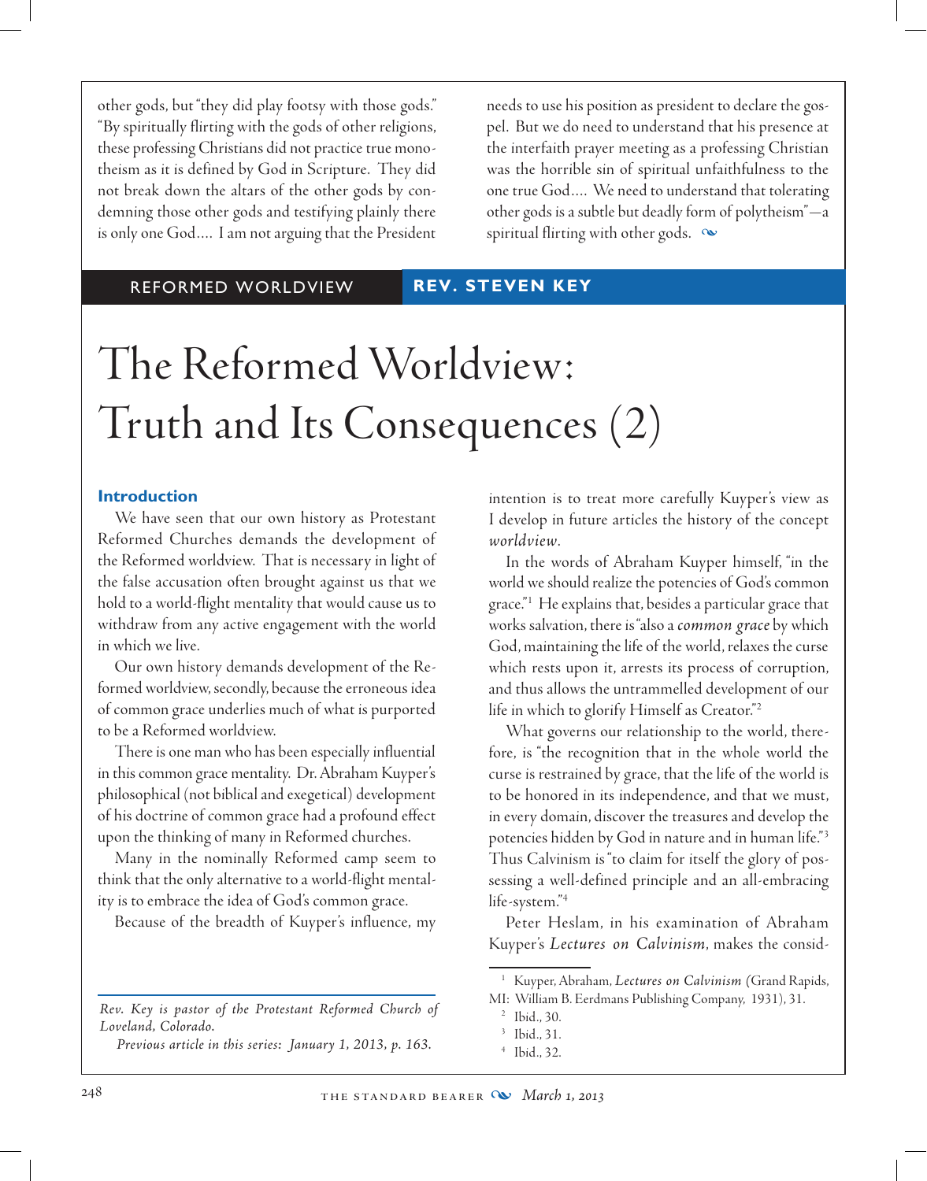other gods, but "they did play footsy with those gods." "By spiritually flirting with the gods of other religions, these professing Christians did not practice true monotheism as it is defined by God in Scripture. They did not break down the altars of the other gods by condemning those other gods and testifying plainly there is only one God.... I am not arguing that the President needs to use his position as president to declare the gospel. But we do need to understand that his presence at the interfaith prayer meeting as a professing Christian was the horrible sin of spiritual unfaithfulness to the one true God.... We need to understand that tolerating other gods is a subtle but deadly form of polytheism"—a spiritual flirting with other gods.

REFORMED WORLDVIEW **REV. STEVEN KEY**

# The Reformed Worldview: Truth and Its Consequences (2)

### Introduction

We have seen that our own history as Protestant Reformed Churches demands the development of the Reformed worldview. That is necessary in light of the false accusation often brought against us that we hold to a world-flight mentality that would cause us to withdraw from any active engagement with the world in which we live.

Our own history demands development of the Reformed worldview, secondly, because the erroneous idea of common grace underlies much of what is purported to be a Reformed worldview.

There is one man who has been especially influential in this common grace mentality. Dr. Abraham Kuyper's philosophical (not biblical and exegetical) development of his doctrine of common grace had a profound effect upon the thinking of many in Reformed churches.

Many in the nominally Reformed camp seem to think that the only alternative to a world-flight mentality is to embrace the idea of God's common grace.

Because of the breadth of Kuyper's influence, my intention is to treat more carefully Kuyper's view as I develop in future articles the history of the concept *worldview*.

In the words of Abraham Kuyper himself, "in the world we should realize the potencies of God's common grace."[1] He explains that, besides a particular grace that works salvation, there is "also a *common grace* by which God, maintaining the life of the world, relaxes the curse which rests upon it, arrests its process of corruption, and thus allows the untrammelled development of our life in which to glorify Himself as Creator."[2]

What governs our relationship to the world, therefore, is "the recognition that in the whole world the curse is restrained by grace, that the life of the world is to be honored in its independence, and that we must, in every domain, discover the treasures and develop the potencies hidden by God in nature and in human life."[3] Thus Calvinism is "to claim for itself the glory of possessing a well-defined principle and an all-embracing life-system."[4]

Peter Heslam, in his examination of Abraham Kuyper's *Lectures on Calvinism*, makes the consid-

---

*Rev. Key is pastor of the Protestant Reformed Church of Loveland, Colorado.*

*Previous article in this series: January 1, 2013, p. 163.*

---

[1] Kuyper, Abraham, *Lectures on Calvinism* (Grand Rapids, MI: William B. Eerdmans Publishing Company, 1931), 31.

[2] Ibid., 30.

[3] Ibid., 31.

[4] Ibid., 32.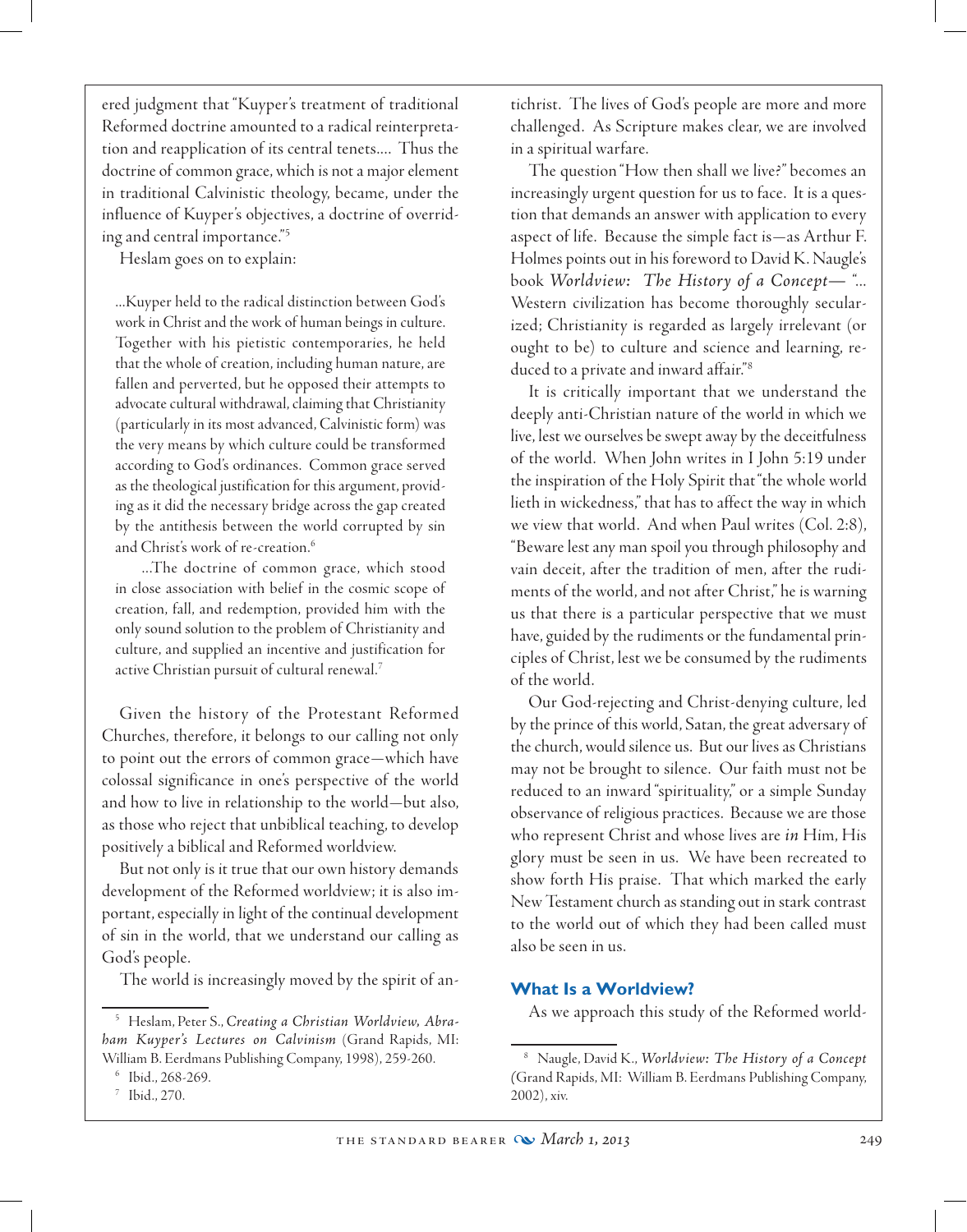ered judgment that "Kuyper's treatment of traditional Reformed doctrine amounted to a radical reinterpretation and reapplication of its central tenets.... Thus the doctrine of common grace, which is not a major element in traditional Calvinistic theology, became, under the influence of Kuyper's objectives, a doctrine of overriding and central importance."[5]

Heslam goes on to explain:

> ...Kuyper held to the radical distinction between God's work in Christ and the work of human beings in culture. Together with his pietistic contemporaries, he held that the whole of creation, including human nature, are fallen and perverted, but he opposed their attempts to advocate cultural withdrawal, claiming that Christianity (particularly in its most advanced, Calvinistic form) was the very means by which culture could be transformed according to God's ordinances. Common grace served as the theological justification for this argument, providing as it did the necessary bridge across the gap created by the antithesis between the world corrupted by sin and Christ's work of re-creation.[6]
>
> ...The doctrine of common grace, which stood in close association with belief in the cosmic scope of creation, fall, and redemption, provided him with the only sound solution to the problem of Christianity and culture, and supplied an incentive and justification for active Christian pursuit of cultural renewal.[7]

Given the history of the Protestant Reformed Churches, therefore, it belongs to our calling not only to point out the errors of common grace—which have colossal significance in one's perspective of the world and how to live in relationship to the world—but also, as those who reject that unbiblical teaching, to develop positively a biblical and Reformed worldview.

But not only is it true that our own history demands development of the Reformed worldview; it is also important, especially in light of the continual development of sin in the world, that we understand our calling as God's people.

The world is increasingly moved by the spirit of antichrist. The lives of God's people are more and more challenged. As Scripture makes clear, we are involved in a spiritual warfare.

The question "How then shall we live?" becomes an increasingly urgent question for us to face. It is a question that demands an answer with application to every aspect of life. Because the simple fact is—as Arthur F. Holmes points out in his foreword to David K. Naugle's book *Worldview: The History of a Concept*— "... Western civilization has become thoroughly secularized; Christianity is regarded as largely irrelevant (or ought to be) to culture and science and learning, reduced to a private and inward affair."[8]

It is critically important that we understand the deeply anti-Christian nature of the world in which we live, lest we ourselves be swept away by the deceitfulness of the world. When John writes in I John 5:19 under the inspiration of the Holy Spirit that "the whole world lieth in wickedness," that has to affect the way in which we view that world. And when Paul writes (Col. 2:8), "Beware lest any man spoil you through philosophy and vain deceit, after the tradition of men, after the rudiments of the world, and not after Christ," he is warning us that there is a particular perspective that we must have, guided by the rudiments or the fundamental principles of Christ, lest we be consumed by the rudiments of the world.

Our God-rejecting and Christ-denying culture, led by the prince of this world, Satan, the great adversary of the church, would silence us. But our lives as Christians may not be brought to silence. Our faith must not be reduced to an inward "spirituality," or a simple Sunday observance of religious practices. Because we are those who represent Christ and whose lives are *in* Him, His glory must be seen in us. We have been recreated to show forth His praise. That which marked the early New Testament church as standing out in stark contrast to the world out of which they had been called must also be seen in us.

## What Is a Worldview?

As we approach this study of the Reformed world-

---

[5] Heslam, Peter S., *Creating a Christian Worldview, Abraham Kuyper's Lectures on Calvinism* (Grand Rapids, MI: William B. Eerdmans Publishing Company, 1998), 259-260.

[6] Ibid., 268-269.

[7] Ibid., 270.

[8] Naugle, David K., *Worldview: The History of a Concept* (Grand Rapids, MI: William B. Eerdmans Publishing Company, 2002), xiv.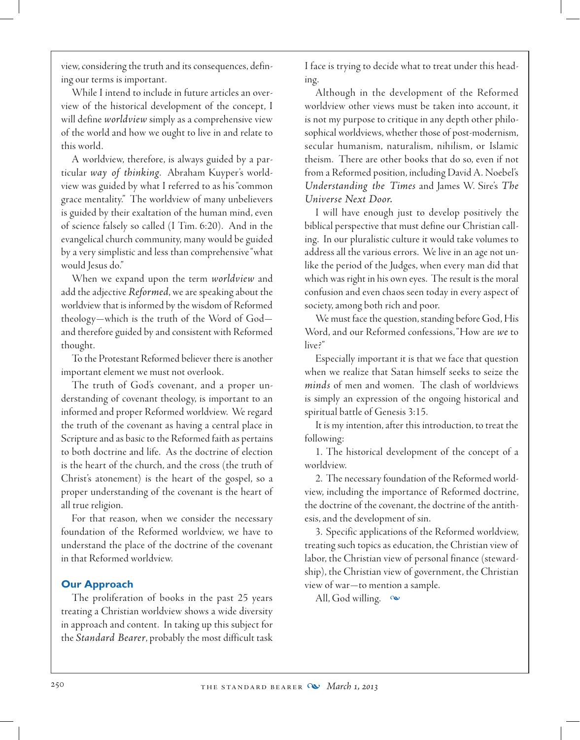view, considering the truth and its consequences, defining our terms is important.

While I intend to include in future articles an overview of the historical development of the concept, I will define *worldview* simply as a comprehensive view of the world and how we ought to live in and relate to this world.

A worldview, therefore, is always guided by a particular *way of thinking*. Abraham Kuyper's worldview was guided by what I referred to as his "common grace mentality." The worldview of many unbelievers is guided by their exaltation of the human mind, even of science falsely so called (I Tim. 6:20). And in the evangelical church community, many would be guided by a very simplistic and less than comprehensive "what would Jesus do."

When we expand upon the term *worldview* and add the adjective *Reformed*, we are speaking about the worldview that is informed by the wisdom of Reformed theology—which is the truth of the Word of God—and therefore guided by and consistent with Reformed thought.

To the Protestant Reformed believer there is another important element we must not overlook.

The truth of God's covenant, and a proper understanding of covenant theology, is important to an informed and proper Reformed worldview. We regard the truth of the covenant as having a central place in Scripture and as basic to the Reformed faith as pertains to both doctrine and life. As the doctrine of election is the heart of the church, and the cross (the truth of Christ's atonement) is the heart of the gospel, so a proper understanding of the covenant is the heart of all true religion.

For that reason, when we consider the necessary foundation of the Reformed worldview, we have to understand the place of the doctrine of the covenant in that Reformed worldview.

## Our Approach

The proliferation of books in the past 25 years treating a Christian worldview shows a wide diversity in approach and content. In taking up this subject for the *Standard Bearer*, probably the most difficult task I face is trying to decide what to treat under this heading.

Although in the development of the Reformed worldview other views must be taken into account, it is not my purpose to critique in any depth other philosophical worldviews, whether those of post-modernism, secular humanism, naturalism, nihilism, or Islamic theism. There are other books that do so, even if not from a Reformed position, including David A. Noebel's *Understanding the Times* and James W. Sire's *The Universe Next Door.*

I will have enough just to develop positively the biblical perspective that must define our Christian calling. In our pluralistic culture it would take volumes to address all the various errors. We live in an age not unlike the period of the Judges, when every man did that which was right in his own eyes. The result is the moral confusion and even chaos seen today in every aspect of society, among both rich and poor.

We must face the question, standing before God, His Word, and our Reformed confessions, "How are *we* to live?"

Especially important it is that we face that question when we realize that Satan himself seeks to seize the *minds* of men and women. The clash of worldviews is simply an expression of the ongoing historical and spiritual battle of Genesis 3:15.

It is my intention, after this introduction, to treat the following:

1. The historical development of the concept of a worldview.
2. The necessary foundation of the Reformed worldview, including the importance of Reformed doctrine, the doctrine of the covenant, the doctrine of the antithesis, and the development of sin.
3. Specific applications of the Reformed worldview, treating such topics as education, the Christian view of labor, the Christian view of personal finance (stewardship), the Christian view of government, the Christian view of war—to mention a sample.

All, God willing.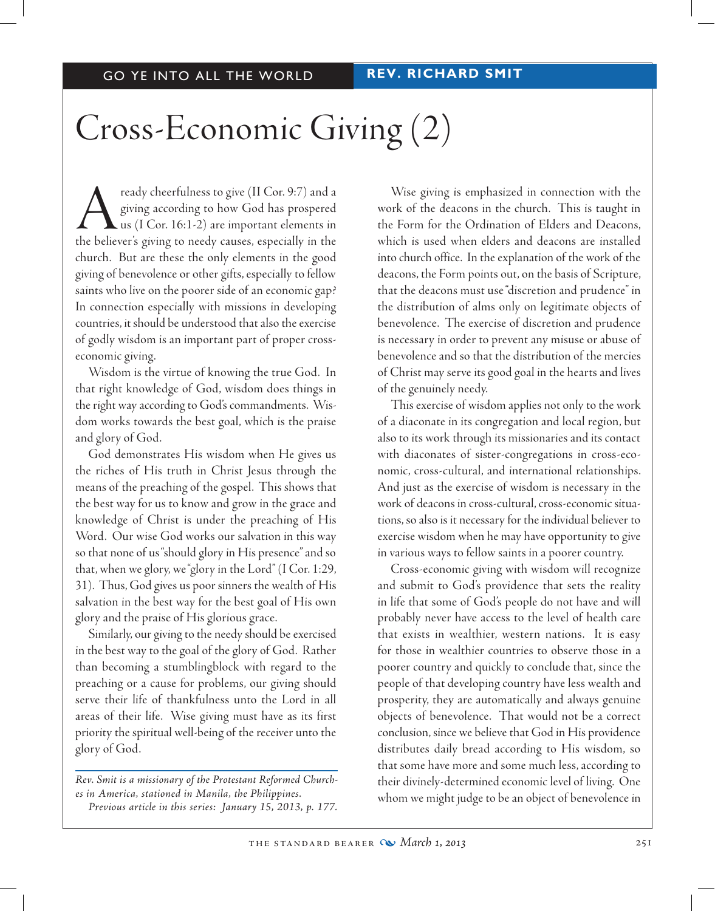GO YE INTO ALL THE WORLD | REV. RICHARD SMIT

# Cross-Economic Giving (2)

A ready cheerfulness to give (II Cor. 9:7) and a giving according to how God has prospered us (I Cor. 16:1-2) are important elements in the believer's giving to needy causes, especially in the church. But are these the only elements in the good giving of benevolence or other gifts, especially to fellow saints who live on the poorer side of an economic gap? In connection especially with missions in developing countries, it should be understood that also the exercise of godly wisdom is an important part of proper cross-economic giving.

Wisdom is the virtue of knowing the true God. In that right knowledge of God, wisdom does things in the right way according to God's commandments. Wisdom works towards the best goal, which is the praise and glory of God.

God demonstrates His wisdom when He gives us the riches of His truth in Christ Jesus through the means of the preaching of the gospel. This shows that the best way for us to know and grow in the grace and knowledge of Christ is under the preaching of His Word. Our wise God works our salvation in this way so that none of us "should glory in His presence" and so that, when we glory, we "glory in the Lord" (I Cor. 1:29, 31). Thus, God gives us poor sinners the wealth of His salvation in the best way for the best goal of His own glory and the praise of His glorious grace.

Similarly, our giving to the needy should be exercised in the best way to the goal of the glory of God. Rather than becoming a stumblingblock with regard to the preaching or a cause for problems, our giving should serve their life of thankfulness unto the Lord in all areas of their life. Wise giving must have as its first priority the spiritual well-being of the receiver unto the glory of God.

*Rev. Smit is a missionary of the Protestant Reformed Churches in America, stationed in Manila, the Philippines.*
*Previous article in this series: January 15, 2013, p. 177.*

Wise giving is emphasized in connection with the work of the deacons in the church. This is taught in the Form for the Ordination of Elders and Deacons, which is used when elders and deacons are installed into church office. In the explanation of the work of the deacons, the Form points out, on the basis of Scripture, that the deacons must use "discretion and prudence" in the distribution of alms only on legitimate objects of benevolence. The exercise of discretion and prudence is necessary in order to prevent any misuse or abuse of benevolence and so that the distribution of the mercies of Christ may serve its good goal in the hearts and lives of the genuinely needy.

This exercise of wisdom applies not only to the work of a diaconate in its congregation and local region, but also to its work through its missionaries and its contact with diaconates of sister-congregations in cross-economic, cross-cultural, and international relationships. And just as the exercise of wisdom is necessary in the work of deacons in cross-cultural, cross-economic situations, so also is it necessary for the individual believer to exercise wisdom when he may have opportunity to give in various ways to fellow saints in a poorer country.

Cross-economic giving with wisdom will recognize and submit to God's providence that sets the reality in life that some of God's people do not have and will probably never have access to the level of health care that exists in wealthier, western nations. It is easy for those in wealthier countries to observe those in a poorer country and quickly to conclude that, since the people of that developing country have less wealth and prosperity, they are automatically and always genuine objects of benevolence. That would not be a correct conclusion, since we believe that God in His providence distributes daily bread according to His wisdom, so that some have more and some much less, according to their divinely-determined economic level of living. One whom we might judge to be an object of benevolence in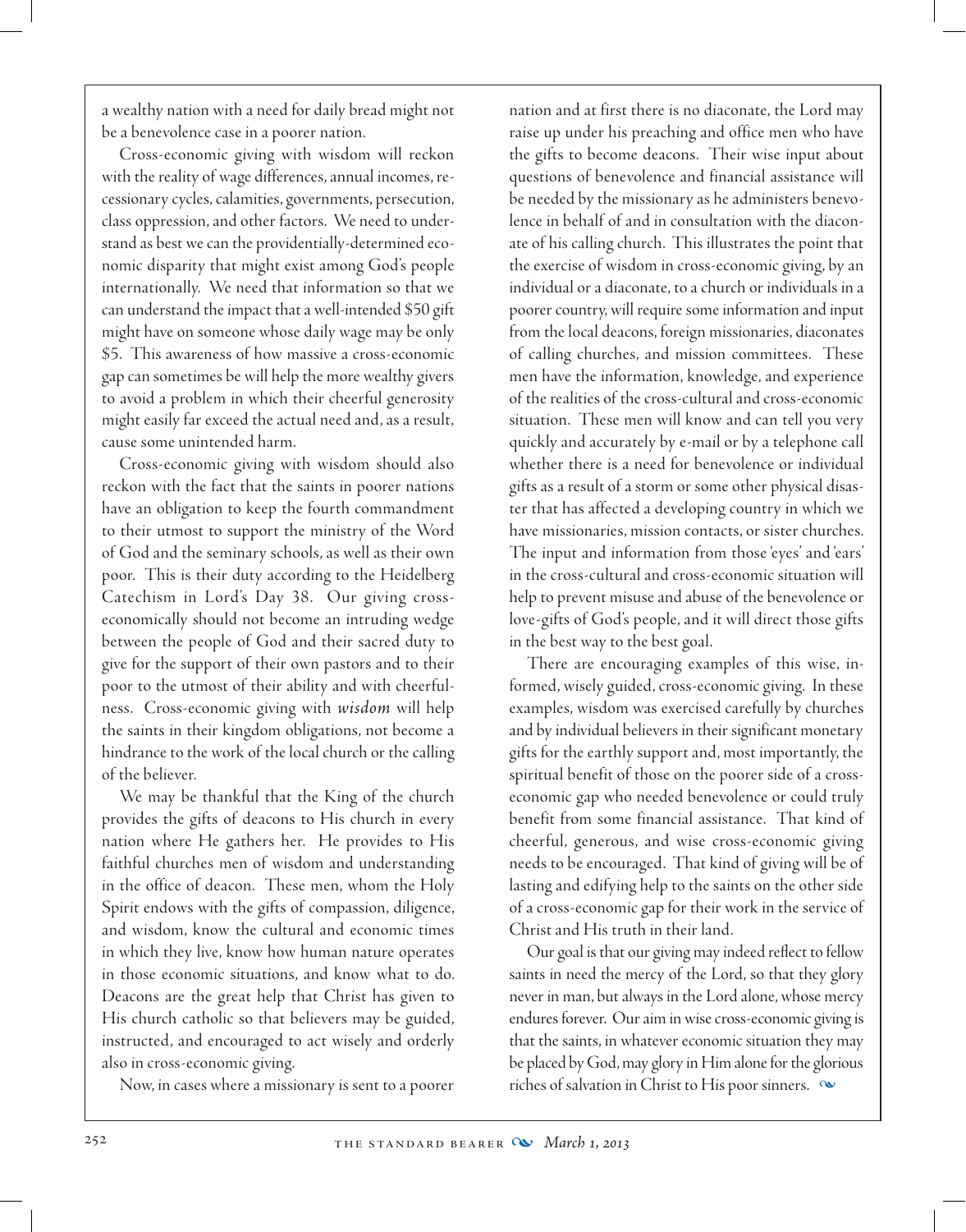a wealthy nation with a need for daily bread might not be a benevolence case in a poorer nation.

Cross-economic giving with wisdom will reckon with the reality of wage differences, annual incomes, recessionary cycles, calamities, governments, persecution, class oppression, and other factors. We need to understand as best we can the providentially-determined economic disparity that might exist among God's people internationally. We need that information so that we can understand the impact that a well-intended $50 gift might have on someone whose daily wage may be only $5. This awareness of how massive a cross-economic gap can sometimes be will help the more wealthy givers to avoid a problem in which their cheerful generosity might easily far exceed the actual need and, as a result, cause some unintended harm.

Cross-economic giving with wisdom should also reckon with the fact that the saints in poorer nations have an obligation to keep the fourth commandment to their utmost to support the ministry of the Word of God and the seminary schools, as well as their own poor. This is their duty according to the Heidelberg Catechism in Lord's Day 38. Our giving cross-economically should not become an intruding wedge between the people of God and their sacred duty to give for the support of their own pastors and to their poor to the utmost of their ability and with cheerfulness. Cross-economic giving with *wisdom* will help the saints in their kingdom obligations, not become a hindrance to the work of the local church or the calling of the believer.

We may be thankful that the King of the church provides the gifts of deacons to His church in every nation where He gathers her. He provides to His faithful churches men of wisdom and understanding in the office of deacon. These men, whom the Holy Spirit endows with the gifts of compassion, diligence, and wisdom, know the cultural and economic times in which they live, know how human nature operates in those economic situations, and know what to do. Deacons are the great help that Christ has given to His church catholic so that believers may be guided, instructed, and encouraged to act wisely and orderly also in cross-economic giving.

Now, in cases where a missionary is sent to a poorer nation and at first there is no diaconate, the Lord may raise up under his preaching and office men who have the gifts to become deacons. Their wise input about questions of benevolence and financial assistance will be needed by the missionary as he administers benevolence in behalf of and in consultation with the diaconate of his calling church. This illustrates the point that the exercise of wisdom in cross-economic giving, by an individual or a diaconate, to a church or individuals in a poorer country, will require some information and input from the local deacons, foreign missionaries, diaconates of calling churches, and mission committees. These men have the information, knowledge, and experience of the realities of the cross-cultural and cross-economic situation. These men will know and can tell you very quickly and accurately by e-mail or by a telephone call whether there is a need for benevolence or individual gifts as a result of a storm or some other physical disaster that has affected a developing country in which we have missionaries, mission contacts, or sister churches. The input and information from those 'eyes' and 'ears' in the cross-cultural and cross-economic situation will help to prevent misuse and abuse of the benevolence or love-gifts of God's people, and it will direct those gifts in the best way to the best goal.

There are encouraging examples of this wise, informed, wisely guided, cross-economic giving. In these examples, wisdom was exercised carefully by churches and by individual believers in their significant monetary gifts for the earthly support and, most importantly, the spiritual benefit of those on the poorer side of a cross-economic gap who needed benevolence or could truly benefit from some financial assistance. That kind of cheerful, generous, and wise cross-economic giving needs to be encouraged. That kind of giving will be of lasting and edifying help to the saints on the other side of a cross-economic gap for their work in the service of Christ and His truth in their land.

Our goal is that our giving may indeed reflect to fellow saints in need the mercy of the Lord, so that they glory never in man, but always in the Lord alone, whose mercy endures forever. Our aim in wise cross-economic giving is that the saints, in whatever economic situation they may be placed by God, may glory in Him alone for the glorious riches of salvation in Christ to His poor sinners.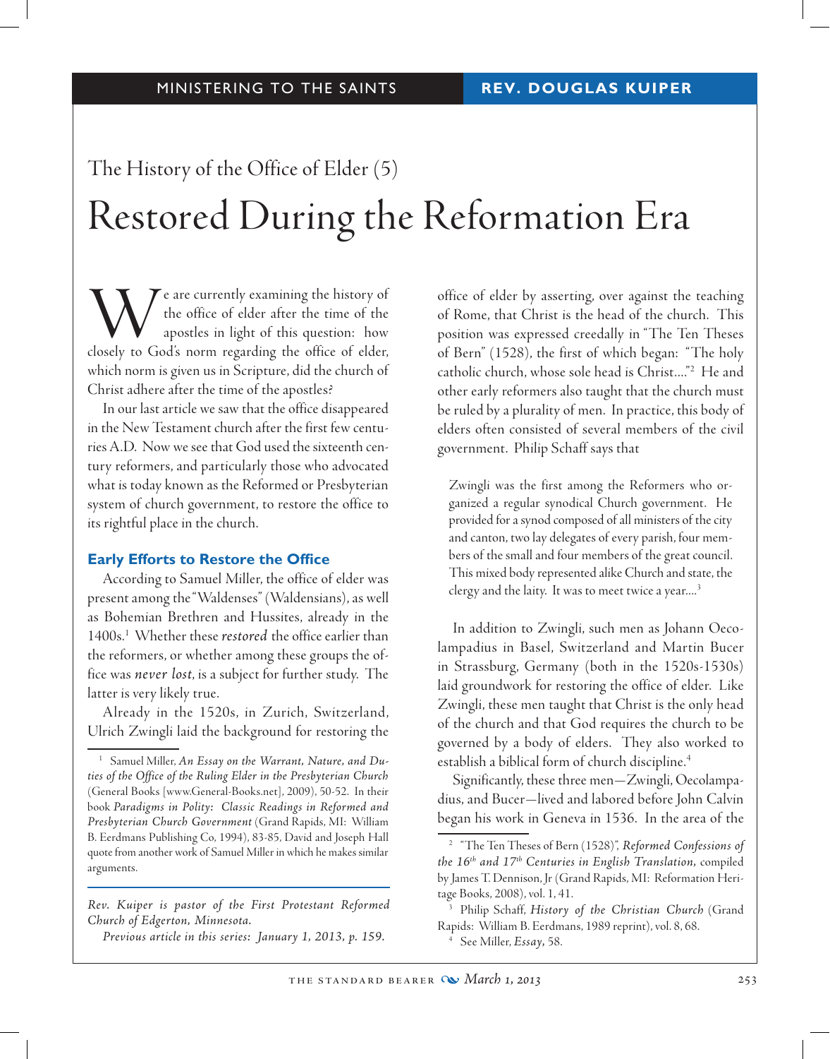The History of the Office of Elder (5)

# Restored During the Reformation Era

We are currently examining the history of the office of elder after the time of the apostles in light of this question: how closely to God's norm regarding the office of elder, which norm is given us in Scripture, did the church of Christ adhere after the time of the apostles?

In our last article we saw that the office disappeared in the New Testament church after the first few centuries A.D. Now we see that God used the sixteenth century reformers, and particularly those who advocated what is today known as the Reformed or Presbyterian system of church government, to restore the office to its rightful place in the church.

## Early Efforts to Restore the Office

According to Samuel Miller, the office of elder was present among the "Waldenses" (Waldensians), as well as Bohemian Brethren and Hussites, already in the 1400s.[1] Whether these *restored* the office earlier than the reformers, or whether among these groups the office was *never lost*, is a subject for further study. The latter is very likely true.

Already in the 1520s, in Zurich, Switzerland, Ulrich Zwingli laid the background for restoring the office of elder by asserting, over against the teaching of Rome, that Christ is the head of the church. This position was expressed creedally in "The Ten Theses of Bern" (1528), the first of which began: "The holy catholic church, whose sole head is Christ...."[2] He and other early reformers also taught that the church must be ruled by a plurality of men. In practice, this body of elders often consisted of several members of the civil government. Philip Schaff says that

> Zwingli was the first among the Reformers who organized a regular synodical Church government. He provided for a synod composed of all ministers of the city and canton, two lay delegates of every parish, four members of the small and four members of the great council. This mixed body represented alike Church and state, the clergy and the laity. It was to meet twice a year....[3]

In addition to Zwingli, such men as Johann Oecolampadius in Basel, Switzerland and Martin Bucer in Strassburg, Germany (both in the 1520s-1530s) laid groundwork for restoring the office of elder. Like Zwingli, these men taught that Christ is the only head of the church and that God requires the church to be governed by a body of elders. They also worked to establish a biblical form of church discipline.[4]

Significantly, these three men—Zwingli, Oecolampadius, and Bucer—lived and labored before John Calvin began his work in Geneva in 1536. In the area of the

---

*Rev. Kuiper is pastor of the First Protestant Reformed Church of Edgerton, Minnesota.*

*Previous article in this series: January 1, 2013, p. 159.*

---

[1] Samuel Miller, *An Essay on the Warrant, Nature, and Duties of the Office of the Ruling Elder in the Presbyterian Church* (General Books [www.General-Books.net], 2009), 50-52. In their book *Paradigms in Polity: Classic Readings in Reformed and Presbyterian Church Government* (Grand Rapids, MI: William B. Eerdmans Publishing Co, 1994), 83-85, David and Joseph Hall quote from another work of Samuel Miller in which he makes similar arguments.

[2] "The Ten Theses of Bern (1528)", *Reformed Confessions of the 16th and 17th Centuries in English Translation,* compiled by James T. Dennison, Jr (Grand Rapids, MI: Reformation Heritage Books, 2008), vol. 1, 41.

[3] Philip Schaff, *History of the Christian Church* (Grand Rapids: William B. Eerdmans, 1989 reprint), vol. 8, 68.

[4] See Miller, *Essay,* 58.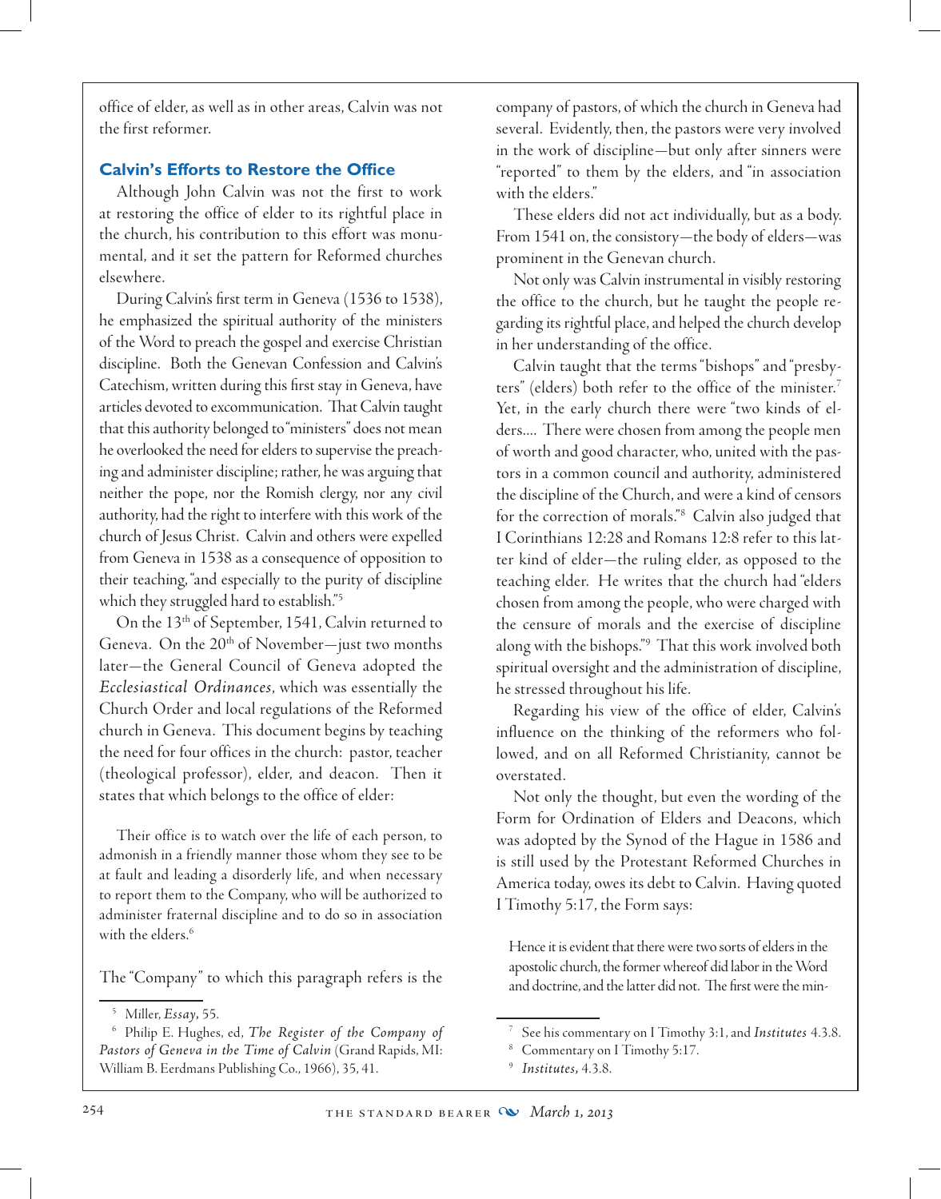office of elder, as well as in other areas, Calvin was not the first reformer.

### Calvin's Efforts to Restore the Office

Although John Calvin was not the first to work at restoring the office of elder to its rightful place in the church, his contribution to this effort was monumental, and it set the pattern for Reformed churches elsewhere.

During Calvin's first term in Geneva (1536 to 1538), he emphasized the spiritual authority of the ministers of the Word to preach the gospel and exercise Christian discipline. Both the Genevan Confession and Calvin's Catechism, written during this first stay in Geneva, have articles devoted to excommunication. That Calvin taught that this authority belonged to "ministers" does not mean he overlooked the need for elders to supervise the preaching and administer discipline; rather, he was arguing that neither the pope, nor the Romish clergy, nor any civil authority, had the right to interfere with this work of the church of Jesus Christ. Calvin and others were expelled from Geneva in 1538 as a consequence of opposition to their teaching, "and especially to the purity of discipline which they struggled hard to establish."[5]

On the 13th of September, 1541, Calvin returned to Geneva. On the 20th of November—just two months later—the General Council of Geneva adopted the *Ecclesiastical Ordinances*, which was essentially the Church Order and local regulations of the Reformed church in Geneva. This document begins by teaching the need for four offices in the church: pastor, teacher (theological professor), elder, and deacon. Then it states that which belongs to the office of elder:

> Their office is to watch over the life of each person, to admonish in a friendly manner those whom they see to be at fault and leading a disorderly life, and when necessary to report them to the Company, who will be authorized to administer fraternal discipline and to do so in association with the elders.[6]

The "Company" to which this paragraph refers is the company of pastors, of which the church in Geneva had several. Evidently, then, the pastors were very involved in the work of discipline—but only after sinners were "reported" to them by the elders, and "in association with the elders."

These elders did not act individually, but as a body. From 1541 on, the consistory—the body of elders—was prominent in the Genevan church.

Not only was Calvin instrumental in visibly restoring the office to the church, but he taught the people regarding its rightful place, and helped the church develop in her understanding of the office.

Calvin taught that the terms "bishops" and "presbyters" (elders) both refer to the office of the minister.[7] Yet, in the early church there were "two kinds of elders.... There were chosen from among the people men of worth and good character, who, united with the pastors in a common council and authority, administered the discipline of the Church, and were a kind of censors for the correction of morals."[8] Calvin also judged that I Corinthians 12:28 and Romans 12:8 refer to this latter kind of elder—the ruling elder, as opposed to the teaching elder. He writes that the church had "elders chosen from among the people, who were charged with the censure of morals and the exercise of discipline along with the bishops."[9] That this work involved both spiritual oversight and the administration of discipline, he stressed throughout his life.

Regarding his view of the office of elder, Calvin's influence on the thinking of the reformers who followed, and on all Reformed Christianity, cannot be overstated.

Not only the thought, but even the wording of the Form for Ordination of Elders and Deacons, which was adopted by the Synod of the Hague in 1586 and is still used by the Protestant Reformed Churches in America today, owes its debt to Calvin. Having quoted I Timothy 5:17, the Form says:

> Hence it is evident that there were two sorts of elders in the apostolic church, the former whereof did labor in the Word and doctrine, and the latter did not. The first were the min-

---

[5] Miller, *Essay*, 55.

[6] Philip E. Hughes, ed, *The Register of the Company of Pastors of Geneva in the Time of Calvin* (Grand Rapids, MI: William B. Eerdmans Publishing Co., 1966), 35, 41.

[7] See his commentary on I Timothy 3:1, and *Institutes* 4.3.8.

[8] Commentary on I Timothy 5:17.

[9] *Institutes*, 4.3.8.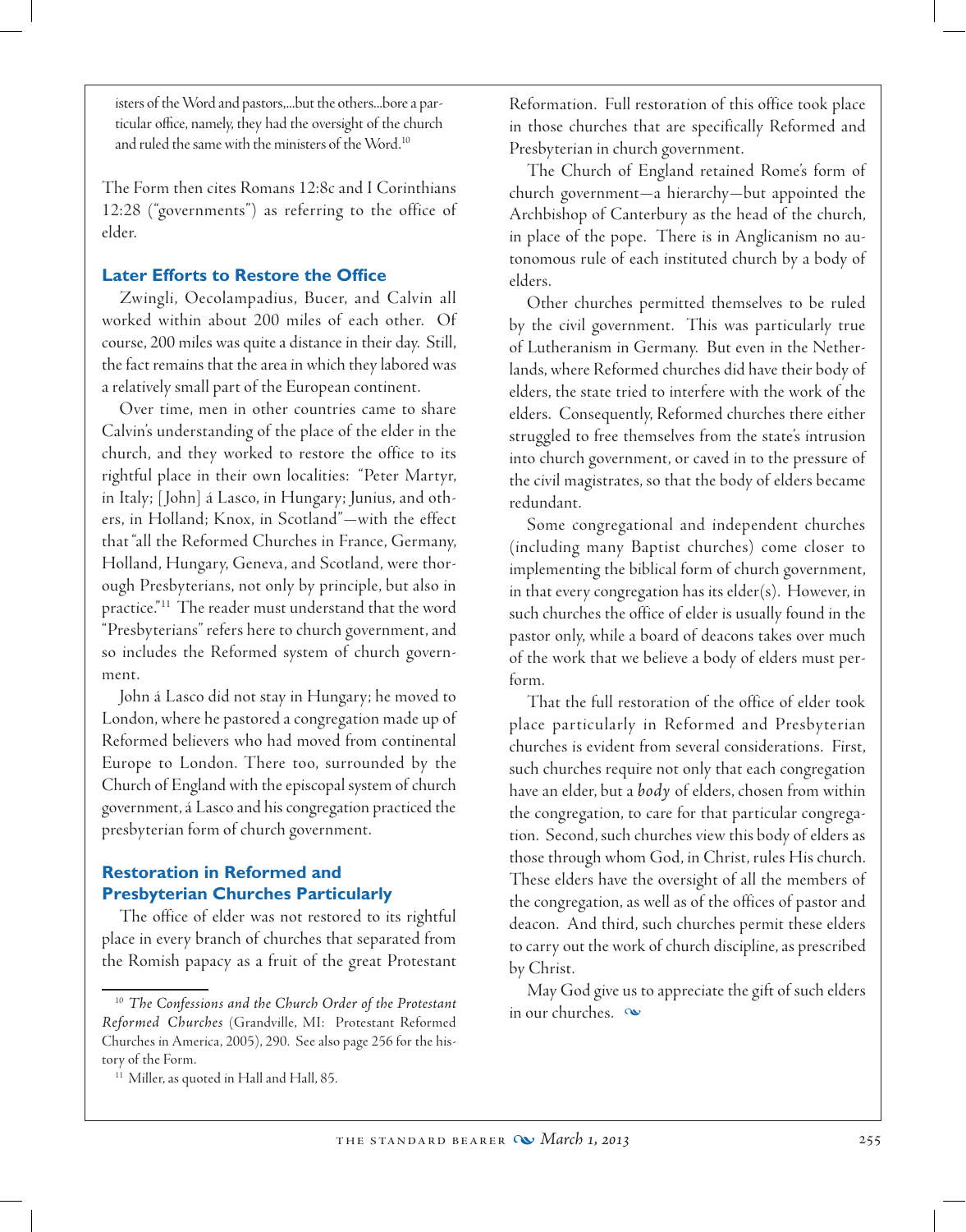isters of the Word and pastors,...but the others...bore a particular office, namely, they had the oversight of the church and ruled the same with the ministers of the Word.[10]

The Form then cites Romans 12:8c and I Corinthians 12:28 ("governments") as referring to the office of elder.

## Later Efforts to Restore the Office

Zwingli, Oecolampadius, Bucer, and Calvin all worked within about 200 miles of each other. Of course, 200 miles was quite a distance in their day. Still, the fact remains that the area in which they labored was a relatively small part of the European continent.

Over time, men in other countries came to share Calvin's understanding of the place of the elder in the church, and they worked to restore the office to its rightful place in their own localities: "Peter Martyr, in Italy; [John] á Lasco, in Hungary; Junius, and others, in Holland; Knox, in Scotland"—with the effect that "all the Reformed Churches in France, Germany, Holland, Hungary, Geneva, and Scotland, were thorough Presbyterians, not only by principle, but also in practice."[11] The reader must understand that the word "Presbyterians" refers here to church government, and so includes the Reformed system of church government.

John á Lasco did not stay in Hungary; he moved to London, where he pastored a congregation made up of Reformed believers who had moved from continental Europe to London. There too, surrounded by the Church of England with the episcopal system of church government, á Lasco and his congregation practiced the presbyterian form of church government.

## Restoration in Reformed and Presbyterian Churches Particularly

The office of elder was not restored to its rightful place in every branch of churches that separated from the Romish papacy as a fruit of the great Protestant Reformation. Full restoration of this office took place in those churches that are specifically Reformed and Presbyterian in church government.

The Church of England retained Rome's form of church government—a hierarchy—but appointed the Archbishop of Canterbury as the head of the church, in place of the pope. There is in Anglicanism no autonomous rule of each instituted church by a body of elders.

Other churches permitted themselves to be ruled by the civil government. This was particularly true of Lutheranism in Germany. But even in the Netherlands, where Reformed churches did have their body of elders, the state tried to interfere with the work of the elders. Consequently, Reformed churches there either struggled to free themselves from the state's intrusion into church government, or caved in to the pressure of the civil magistrates, so that the body of elders became redundant.

Some congregational and independent churches (including many Baptist churches) come closer to implementing the biblical form of church government, in that every congregation has its elder(s). However, in such churches the office of elder is usually found in the pastor only, while a board of deacons takes over much of the work that we believe a body of elders must perform.

That the full restoration of the office of elder took place particularly in Reformed and Presbyterian churches is evident from several considerations. First, such churches require not only that each congregation have an elder, but a *body* of elders, chosen from within the congregation, to care for that particular congregation. Second, such churches view this body of elders as those through whom God, in Christ, rules His church. These elders have the oversight of all the members of the congregation, as well as of the offices of pastor and deacon. And third, such churches permit these elders to carry out the work of church discipline, as prescribed by Christ.

May God give us to appreciate the gift of such elders in our churches.

---

[10] *The Confessions and the Church Order of the Protestant Reformed Churches* (Grandville, MI: Protestant Reformed Churches in America, 2005), 290. See also page 256 for the history of the Form.

[11] Miller, as quoted in Hall and Hall, 85.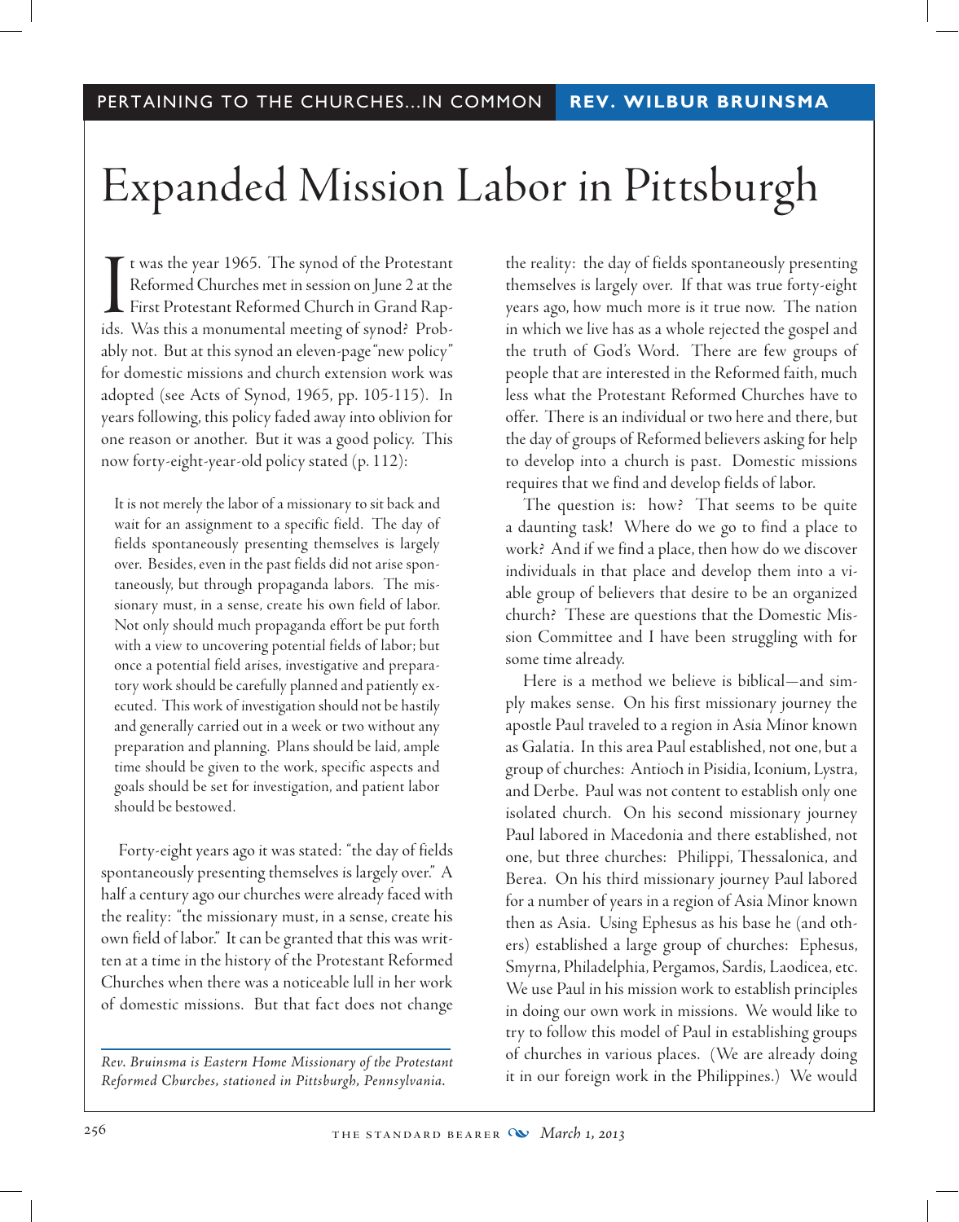PERTAINING TO THE CHURCHES...IN COMMON **REV. WILBUR BRUINSMA**

# Expanded Mission Labor in Pittsburgh

It was the year 1965. The synod of the Protestant Reformed Churches met in session on June 2 at the First Protestant Reformed Church in Grand Rapids. Was this a monumental meeting of synod? Probably not. But at this synod an eleven-page "new policy" for domestic missions and church extension work was adopted (see Acts of Synod, 1965, pp. 105-115). In years following, this policy faded away into oblivion for one reason or another. But it was a good policy. This now forty-eight-year-old policy stated (p. 112):

> It is not merely the labor of a missionary to sit back and wait for an assignment to a specific field. The day of fields spontaneously presenting themselves is largely over. Besides, even in the past fields did not arise spontaneously, but through propaganda labors. The missionary must, in a sense, create his own field of labor. Not only should much propaganda effort be put forth with a view to uncovering potential fields of labor; but once a potential field arises, investigative and preparatory work should be carefully planned and patiently executed. This work of investigation should not be hastily and generally carried out in a week or two without any preparation and planning. Plans should be laid, ample time should be given to the work, specific aspects and goals should be set for investigation, and patient labor should be bestowed.

Forty-eight years ago it was stated: "the day of fields spontaneously presenting themselves is largely over." A half a century ago our churches were already faced with the reality: "the missionary must, in a sense, create his own field of labor." It can be granted that this was written at a time in the history of the Protestant Reformed Churches when there was a noticeable lull in her work of domestic missions. But that fact does not change the reality: the day of fields spontaneously presenting themselves is largely over. If that was true forty-eight years ago, how much more is it true now. The nation in which we live has as a whole rejected the gospel and the truth of God's Word. There are few groups of people that are interested in the Reformed faith, much less what the Protestant Reformed Churches have to offer. There is an individual or two here and there, but the day of groups of Reformed believers asking for help to develop into a church is past. Domestic missions requires that we find and develop fields of labor.

The question is: how? That seems to be quite a daunting task! Where do we go to find a place to work? And if we find a place, then how do we discover individuals in that place and develop them into a viable group of believers that desire to be an organized church? These are questions that the Domestic Mission Committee and I have been struggling with for some time already.

Here is a method we believe is biblical—and simply makes sense. On his first missionary journey the apostle Paul traveled to a region in Asia Minor known as Galatia. In this area Paul established, not one, but a group of churches: Antioch in Pisidia, Iconium, Lystra, and Derbe. Paul was not content to establish only one isolated church. On his second missionary journey Paul labored in Macedonia and there established, not one, but three churches: Philippi, Thessalonica, and Berea. On his third missionary journey Paul labored for a number of years in a region of Asia Minor known then as Asia. Using Ephesus as his base he (and others) established a large group of churches: Ephesus, Smyrna, Philadelphia, Pergamos, Sardis, Laodicea, etc. We use Paul in his mission work to establish principles in doing our own work in missions. We would like to try to follow this model of Paul in establishing groups of churches in various places. (We are already doing it in our foreign work in the Philippines.) We would

---

*Rev. Bruinsma is Eastern Home Missionary of the Protestant Reformed Churches, stationed in Pittsburgh, Pennsylvania.*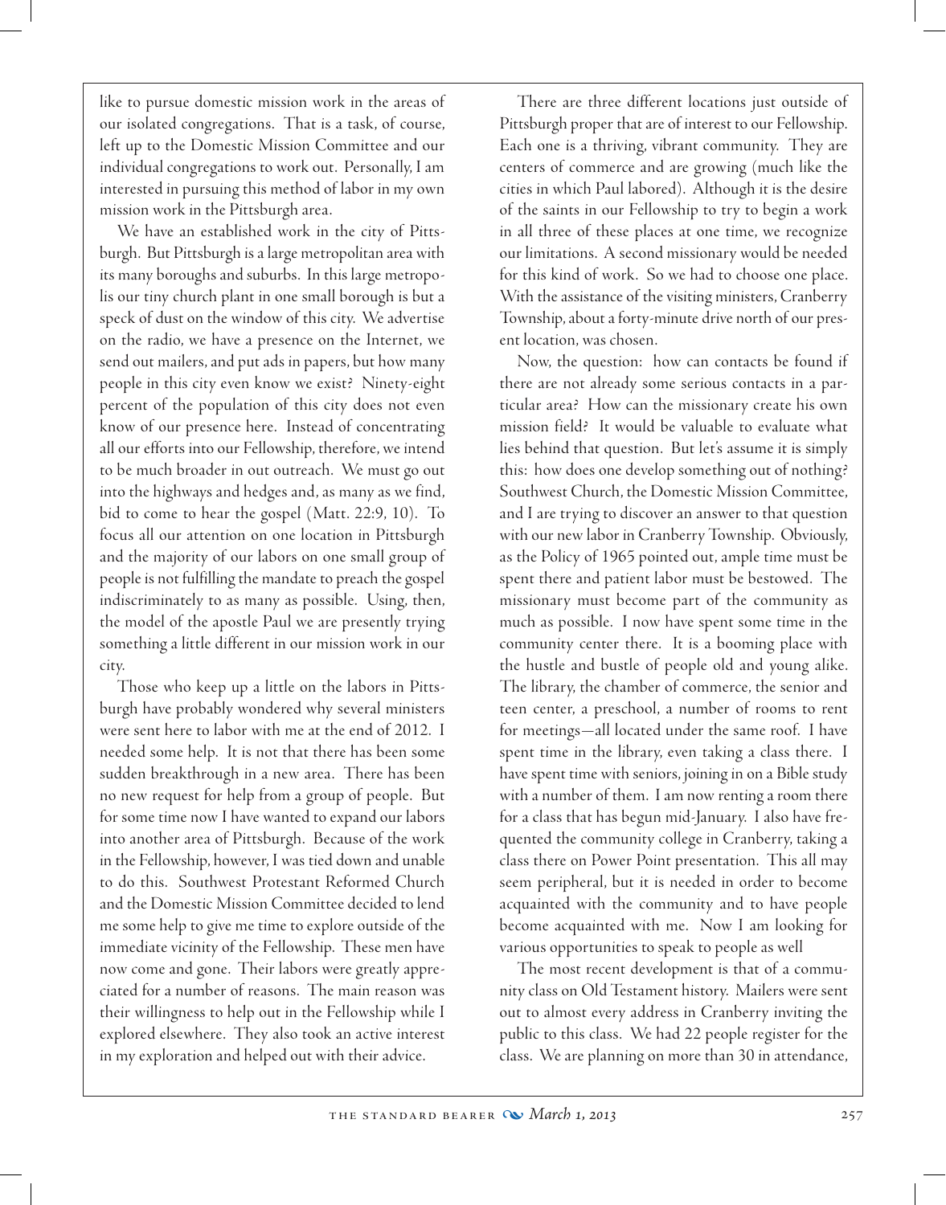like to pursue domestic mission work in the areas of our isolated congregations. That is a task, of course, left up to the Domestic Mission Committee and our individual congregations to work out. Personally, I am interested in pursuing this method of labor in my own mission work in the Pittsburgh area.

We have an established work in the city of Pittsburgh. But Pittsburgh is a large metropolitan area with its many boroughs and suburbs. In this large metropolis our tiny church plant in one small borough is but a speck of dust on the window of this city. We advertise on the radio, we have a presence on the Internet, we send out mailers, and put ads in papers, but how many people in this city even know we exist? Ninety-eight percent of the population of this city does not even know of our presence here. Instead of concentrating all our efforts into our Fellowship, therefore, we intend to be much broader in out outreach. We must go out into the highways and hedges and, as many as we find, bid to come to hear the gospel (Matt. 22:9, 10). To focus all our attention on one location in Pittsburgh and the majority of our labors on one small group of people is not fulfilling the mandate to preach the gospel indiscriminately to as many as possible. Using, then, the model of the apostle Paul we are presently trying something a little different in our mission work in our city.

Those who keep up a little on the labors in Pittsburgh have probably wondered why several ministers were sent here to labor with me at the end of 2012. I needed some help. It is not that there has been some sudden breakthrough in a new area. There has been no new request for help from a group of people. But for some time now I have wanted to expand our labors into another area of Pittsburgh. Because of the work in the Fellowship, however, I was tied down and unable to do this. Southwest Protestant Reformed Church and the Domestic Mission Committee decided to lend me some help to give me time to explore outside of the immediate vicinity of the Fellowship. These men have now come and gone. Their labors were greatly appreciated for a number of reasons. The main reason was their willingness to help out in the Fellowship while I explored elsewhere. They also took an active interest in my exploration and helped out with their advice.

There are three different locations just outside of Pittsburgh proper that are of interest to our Fellowship. Each one is a thriving, vibrant community. They are centers of commerce and are growing (much like the cities in which Paul labored). Although it is the desire of the saints in our Fellowship to try to begin a work in all three of these places at one time, we recognize our limitations. A second missionary would be needed for this kind of work. So we had to choose one place. With the assistance of the visiting ministers, Cranberry Township, about a forty-minute drive north of our present location, was chosen.

Now, the question: how can contacts be found if there are not already some serious contacts in a particular area? How can the missionary create his own mission field? It would be valuable to evaluate what lies behind that question. But let's assume it is simply this: how does one develop something out of nothing? Southwest Church, the Domestic Mission Committee, and I are trying to discover an answer to that question with our new labor in Cranberry Township. Obviously, as the Policy of 1965 pointed out, ample time must be spent there and patient labor must be bestowed. The missionary must become part of the community as much as possible. I now have spent some time in the community center there. It is a booming place with the hustle and bustle of people old and young alike. The library, the chamber of commerce, the senior and teen center, a preschool, a number of rooms to rent for meetings—all located under the same roof. I have spent time in the library, even taking a class there. I have spent time with seniors, joining in on a Bible study with a number of them. I am now renting a room there for a class that has begun mid-January. I also have frequented the community college in Cranberry, taking a class there on Power Point presentation. This all may seem peripheral, but it is needed in order to become acquainted with the community and to have people become acquainted with me. Now I am looking for various opportunities to speak to people as well

The most recent development is that of a community class on Old Testament history. Mailers were sent out to almost every address in Cranberry inviting the public to this class. We had 22 people register for the class. We are planning on more than 30 in attendance,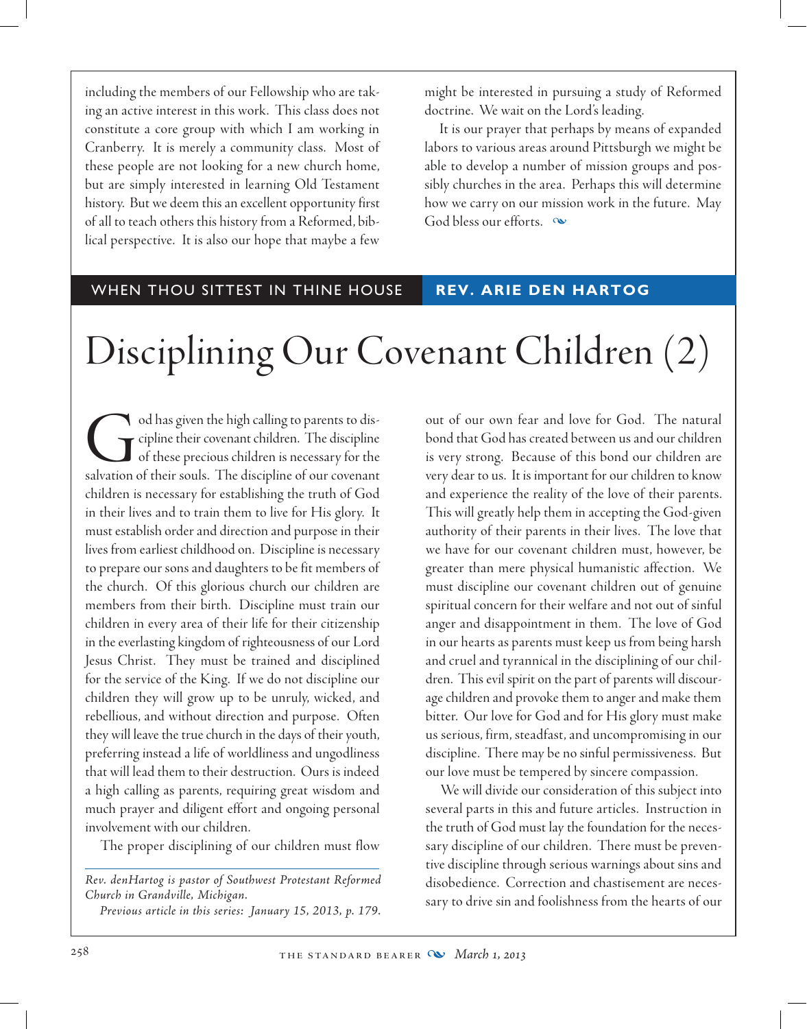including the members of our Fellowship who are taking an active interest in this work. This class does not constitute a core group with which I am working in Cranberry. It is merely a community class. Most of these people are not looking for a new church home, but are simply interested in learning Old Testament history. But we deem this an excellent opportunity first of all to teach others this history from a Reformed, biblical perspective. It is also our hope that maybe a few might be interested in pursuing a study of Reformed doctrine. We wait on the Lord's leading.

It is our prayer that perhaps by means of expanded labors to various areas around Pittsburgh we might be able to develop a number of mission groups and possibly churches in the area. Perhaps this will determine how we carry on our mission work in the future. May God bless our efforts.

WHEN THOU SITTEST IN THINE HOUSE **REV. ARIE DEN HARTOG**

# Disciplining Our Covenant Children (2)

God has given the high calling to parents to discipline their covenant children. The discipline of these precious children is necessary for the salvation of their souls. The discipline of our covenant children is necessary for establishing the truth of God in their lives and to train them to live for His glory. It must establish order and direction and purpose in their lives from earliest childhood on. Discipline is necessary to prepare our sons and daughters to be fit members of the church. Of this glorious church our children are members from their birth. Discipline must train our children in every area of their life for their citizenship in the everlasting kingdom of righteousness of our Lord Jesus Christ. They must be trained and disciplined for the service of the King. If we do not discipline our children they will grow up to be unruly, wicked, and rebellious, and without direction and purpose. Often they will leave the true church in the days of their youth, preferring instead a life of worldliness and ungodliness that will lead them to their destruction. Ours is indeed a high calling as parents, requiring great wisdom and much prayer and diligent effort and ongoing personal involvement with our children.

The proper disciplining of our children must flow out of our own fear and love for God. The natural bond that God has created between us and our children is very strong. Because of this bond our children are very dear to us. It is important for our children to know and experience the reality of the love of their parents. This will greatly help them in accepting the God-given authority of their parents in their lives. The love that we have for our covenant children must, however, be greater than mere physical humanistic affection. We must discipline our covenant children out of genuine spiritual concern for their welfare and not out of sinful anger and disappointment in them. The love of God in our hearts as parents must keep us from being harsh and cruel and tyrannical in the disciplining of our children. This evil spirit on the part of parents will discourage children and provoke them to anger and make them bitter. Our love for God and for His glory must make us serious, firm, steadfast, and uncompromising in our discipline. There may be no sinful permissiveness. But our love must be tempered by sincere compassion.

We will divide our consideration of this subject into several parts in this and future articles. Instruction in the truth of God must lay the foundation for the necessary discipline of our children. There must be preventive discipline through serious warnings about sins and disobedience. Correction and chastisement are necessary to drive sin and foolishness from the hearts of our

---

*Rev. denHartog is pastor of Southwest Protestant Reformed Church in Grandville, Michigan.*

*Previous article in this series: January 15, 2013, p. 179.*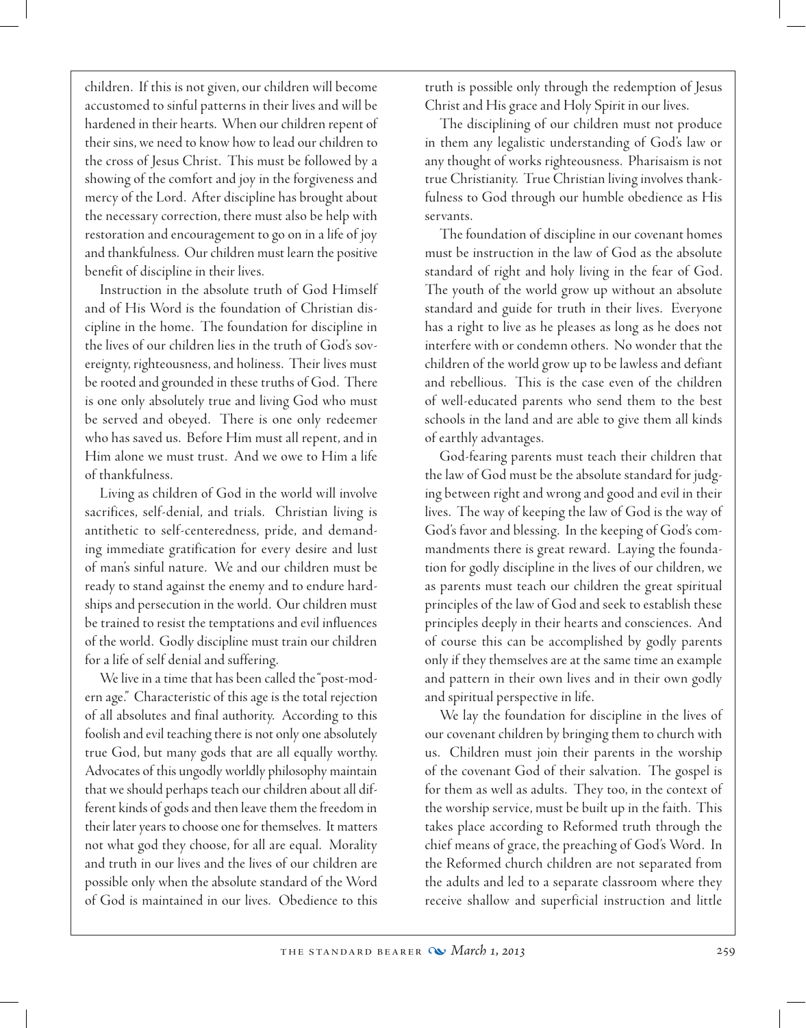children. If this is not given, our children will become accustomed to sinful patterns in their lives and will be hardened in their hearts. When our children repent of their sins, we need to know how to lead our children to the cross of Jesus Christ. This must be followed by a showing of the comfort and joy in the forgiveness and mercy of the Lord. After discipline has brought about the necessary correction, there must also be help with restoration and encouragement to go on in a life of joy and thankfulness. Our children must learn the positive benefit of discipline in their lives.

Instruction in the absolute truth of God Himself and of His Word is the foundation of Christian discipline in the home. The foundation for discipline in the lives of our children lies in the truth of God's sovereignty, righteousness, and holiness. Their lives must be rooted and grounded in these truths of God. There is one only absolutely true and living God who must be served and obeyed. There is one only redeemer who has saved us. Before Him must all repent, and in Him alone we must trust. And we owe to Him a life of thankfulness.

Living as children of God in the world will involve sacrifices, self-denial, and trials. Christian living is antithetic to self-centeredness, pride, and demanding immediate gratification for every desire and lust of man's sinful nature. We and our children must be ready to stand against the enemy and to endure hardships and persecution in the world. Our children must be trained to resist the temptations and evil influences of the world. Godly discipline must train our children for a life of self denial and suffering.

We live in a time that has been called the "post-modern age." Characteristic of this age is the total rejection of all absolutes and final authority. According to this foolish and evil teaching there is not only one absolutely true God, but many gods that are all equally worthy. Advocates of this ungodly worldly philosophy maintain that we should perhaps teach our children about all different kinds of gods and then leave them the freedom in their later years to choose one for themselves. It matters not what god they choose, for all are equal. Morality and truth in our lives and the lives of our children are possible only when the absolute standard of the Word of God is maintained in our lives. Obedience to this truth is possible only through the redemption of Jesus Christ and His grace and Holy Spirit in our lives.

The disciplining of our children must not produce in them any legalistic understanding of God's law or any thought of works righteousness. Pharisaism is not true Christianity. True Christian living involves thankfulness to God through our humble obedience as His servants.

The foundation of discipline in our covenant homes must be instruction in the law of God as the absolute standard of right and holy living in the fear of God. The youth of the world grow up without an absolute standard and guide for truth in their lives. Everyone has a right to live as he pleases as long as he does not interfere with or condemn others. No wonder that the children of the world grow up to be lawless and defiant and rebellious. This is the case even of the children of well-educated parents who send them to the best schools in the land and are able to give them all kinds of earthly advantages.

God-fearing parents must teach their children that the law of God must be the absolute standard for judging between right and wrong and good and evil in their lives. The way of keeping the law of God is the way of God's favor and blessing. In the keeping of God's commandments there is great reward. Laying the foundation for godly discipline in the lives of our children, we as parents must teach our children the great spiritual principles of the law of God and seek to establish these principles deeply in their hearts and consciences. And of course this can be accomplished by godly parents only if they themselves are at the same time an example and pattern in their own lives and in their own godly and spiritual perspective in life.

We lay the foundation for discipline in the lives of our covenant children by bringing them to church with us. Children must join their parents in the worship of the covenant God of their salvation. The gospel is for them as well as adults. They too, in the context of the worship service, must be built up in the faith. This takes place according to Reformed truth through the chief means of grace, the preaching of God's Word. In the Reformed church children are not separated from the adults and led to a separate classroom where they receive shallow and superficial instruction and little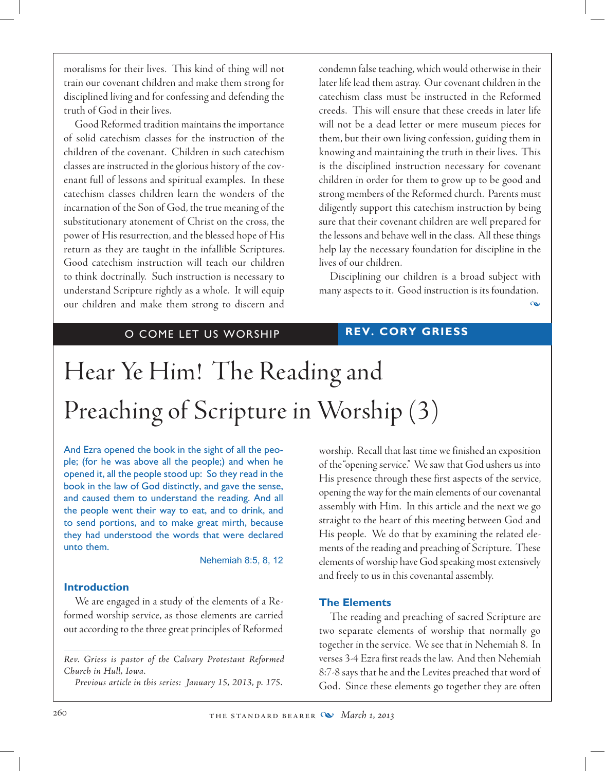moralisms for their lives. This kind of thing will not train our covenant children and make them strong for disciplined living and for confessing and defending the truth of God in their lives.

Good Reformed tradition maintains the importance of solid catechism classes for the instruction of the children of the covenant. Children in such catechism classes are instructed in the glorious history of the covenant full of lessons and spiritual examples. In these catechism classes children learn the wonders of the incarnation of the Son of God, the true meaning of the substitutionary atonement of Christ on the cross, the power of His resurrection, and the blessed hope of His return as they are taught in the infallible Scriptures. Good catechism instruction will teach our children to think doctrinally. Such instruction is necessary to understand Scripture rightly as a whole. It will equip our children and make them strong to discern and condemn false teaching, which would otherwise in their later life lead them astray. Our covenant children in the catechism class must be instructed in the Reformed creeds. This will ensure that these creeds in later life will not be a dead letter or mere museum pieces for them, but their own living confession, guiding them in knowing and maintaining the truth in their lives. This is the disciplined instruction necessary for covenant children in order for them to grow up to be good and strong members of the Reformed church. Parents must diligently support this catechism instruction by being sure that their covenant children are well prepared for the lessons and behave well in the class. All these things help lay the necessary foundation for discipline in the lives of our children.

Disciplining our children is a broad subject with many aspects to it. Good instruction is its foundation.

O COME LET US WORSHIP — **REV. CORY GRIESS**

# Hear Ye Him! The Reading and Preaching of Scripture in Worship (3)

And Ezra opened the book in the sight of all the people; (for he was above all the people;) and when he opened it, all the people stood up: So they read in the book in the law of God distinctly, and gave the sense, and caused them to understand the reading. And all the people went their way to eat, and to drink, and to send portions, and to make great mirth, because they had understood the words that were declared unto them.

Nehemiah 8:5, 8, 12

## Introduction

We are engaged in a study of the elements of a Reformed worship service, as those elements are carried out according to the three great principles of Reformed worship. Recall that last time we finished an exposition of the "opening service." We saw that God ushers us into His presence through these first aspects of the service, opening the way for the main elements of our covenantal assembly with Him. In this article and the next we go straight to the heart of this meeting between God and His people. We do that by examining the related elements of the reading and preaching of Scripture. These elements of worship have God speaking most extensively and freely to us in this covenantal assembly.

*Rev. Griess is pastor of the Calvary Protestant Reformed Church in Hull, Iowa.*

*Previous article in this series: January 15, 2013, p. 175.*

## The Elements

The reading and preaching of sacred Scripture are two separate elements of worship that normally go together in the service. We see that in Nehemiah 8. In verses 3-4 Ezra first reads the law. And then Nehemiah 8:7-8 says that he and the Levites preached that word of God. Since these elements go together they are often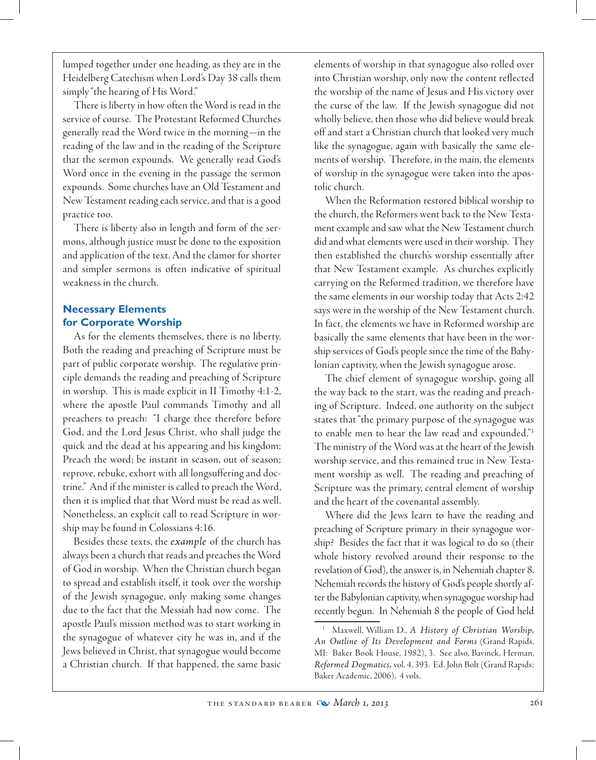lumped together under one heading, as they are in the Heidelberg Catechism when Lord's Day 38 calls them simply "the hearing of His Word."

There is liberty in how often the Word is read in the service of course. The Protestant Reformed Churches generally read the Word twice in the morning—in the reading of the law and in the reading of the Scripture that the sermon expounds. We generally read God's Word once in the evening in the passage the sermon expounds. Some churches have an Old Testament and New Testament reading each service, and that is a good practice too.

There is liberty also in length and form of the sermons, although justice must be done to the exposition and application of the text. And the clamor for shorter and simpler sermons is often indicative of spiritual weakness in the church.

## Necessary Elements for Corporate Worship

As for the elements themselves, there is no liberty. Both the reading and preaching of Scripture must be part of public corporate worship. The regulative principle demands the reading and preaching of Scripture in worship. This is made explicit in II Timothy 4:1-2, where the apostle Paul commands Timothy and all preachers to preach: "I charge thee therefore before God, and the Lord Jesus Christ, who shall judge the quick and the dead at his appearing and his kingdom; Preach the word; be instant in season, out of season; reprove, rebuke, exhort with all longsuffering and doctrine." And if the minister is called to preach the Word, then it is implied that that Word must be read as well. Nonetheless, an explicit call to read Scripture in worship may be found in Colossians 4:16.

Besides these texts, the *example* of the church has always been a church that reads and preaches the Word of God in worship. When the Christian church began to spread and establish itself, it took over the worship of the Jewish synagogue, only making some changes due to the fact that the Messiah had now come. The apostle Paul's mission method was to start working in the synagogue of whatever city he was in, and if the Jews believed in Christ, that synagogue would become a Christian church. If that happened, the same basic elements of worship in that synagogue also rolled over into Christian worship, only now the content reflected the worship of the name of Jesus and His victory over the curse of the law. If the Jewish synagogue did not wholly believe, then those who did believe would break off and start a Christian church that looked very much like the synagogue, again with basically the same elements of worship. Therefore, in the main, the elements of worship in the synagogue were taken into the apostolic church.

When the Reformation restored biblical worship to the church, the Reformers went back to the New Testament example and saw what the New Testament church did and what elements were used in their worship. They then established the church's worship essentially after that New Testament example. As churches explicitly carrying on the Reformed tradition, we therefore have the same elements in our worship today that Acts 2:42 says were in the worship of the New Testament church. In fact, the elements we have in Reformed worship are basically the same elements that have been in the worship services of God's people since the time of the Babylonian captivity, when the Jewish synagogue arose.

The chief element of synagogue worship, going all the way back to the start, was the reading and preaching of Scripture. Indeed, one authority on the subject states that "the primary purpose of the synagogue was to enable men to hear the law read and expounded."[1] The ministry of the Word was at the heart of the Jewish worship service, and this remained true in New Testament worship as well. The reading and preaching of Scripture was the primary, central element of worship and the heart of the covenantal assembly.

Where did the Jews learn to have the reading and preaching of Scripture primary in their synagogue worship? Besides the fact that it was logical to do so (their whole history revolved around their response to the revelation of God), the answer is, in Nehemiah chapter 8. Nehemiah records the history of God's people shortly after the Babylonian captivity, when synagogue worship had recently begun. In Nehemiah 8 the people of God held

---

[1] Maxwell, William D., *A History of Christian Worship, An Outline of Its Development and Forms* (Grand Rapids, MI: Baker Book House, 1982), 3. See also, Bavinck, Herman, *Reformed Dogmatics*, vol. 4, 393. Ed. John Bolt (Grand Rapids: Baker Academic, 2006), 4 vols.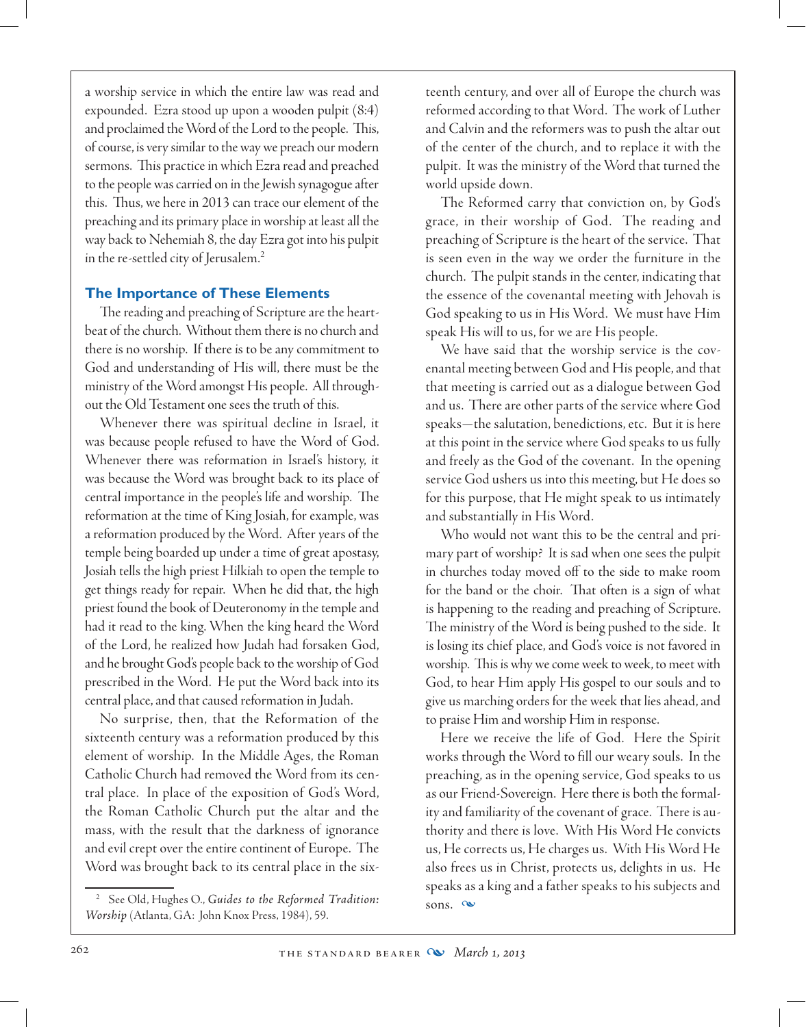a worship service in which the entire law was read and expounded. Ezra stood up upon a wooden pulpit (8:4) and proclaimed the Word of the Lord to the people. This, of course, is very similar to the way we preach our modern sermons. This practice in which Ezra read and preached to the people was carried on in the Jewish synagogue after this. Thus, we here in 2013 can trace our element of the preaching and its primary place in worship at least all the way back to Nehemiah 8, the day Ezra got into his pulpit in the re-settled city of Jerusalem.[2]

### The Importance of These Elements

The reading and preaching of Scripture are the heartbeat of the church. Without them there is no church and there is no worship. If there is to be any commitment to God and understanding of His will, there must be the ministry of the Word amongst His people. All throughout the Old Testament one sees the truth of this.

Whenever there was spiritual decline in Israel, it was because people refused to have the Word of God. Whenever there was reformation in Israel's history, it was because the Word was brought back to its place of central importance in the people's life and worship. The reformation at the time of King Josiah, for example, was a reformation produced by the Word. After years of the temple being boarded up under a time of great apostasy, Josiah tells the high priest Hilkiah to open the temple to get things ready for repair. When he did that, the high priest found the book of Deuteronomy in the temple and had it read to the king. When the king heard the Word of the Lord, he realized how Judah had forsaken God, and he brought God's people back to the worship of God prescribed in the Word. He put the Word back into its central place, and that caused reformation in Judah.

No surprise, then, that the Reformation of the sixteenth century was a reformation produced by this element of worship. In the Middle Ages, the Roman Catholic Church had removed the Word from its central place. In place of the exposition of God's Word, the Roman Catholic Church put the altar and the mass, with the result that the darkness of ignorance and evil crept over the entire continent of Europe. The Word was brought back to its central place in the sixteenth century, and over all of Europe the church was reformed according to that Word. The work of Luther and Calvin and the reformers was to push the altar out of the center of the church, and to replace it with the pulpit. It was the ministry of the Word that turned the world upside down.

The Reformed carry that conviction on, by God's grace, in their worship of God. The reading and preaching of Scripture is the heart of the service. That is seen even in the way we order the furniture in the church. The pulpit stands in the center, indicating that the essence of the covenantal meeting with Jehovah is God speaking to us in His Word. We must have Him speak His will to us, for we are His people.

We have said that the worship service is the covenantal meeting between God and His people, and that that meeting is carried out as a dialogue between God and us. There are other parts of the service where God speaks—the salutation, benedictions, etc. But it is here at this point in the service where God speaks to us fully and freely as the God of the covenant. In the opening service God ushers us into this meeting, but He does so for this purpose, that He might speak to us intimately and substantially in His Word.

Who would not want this to be the central and primary part of worship? It is sad when one sees the pulpit in churches today moved off to the side to make room for the band or the choir. That often is a sign of what is happening to the reading and preaching of Scripture. The ministry of the Word is being pushed to the side. It is losing its chief place, and God's voice is not favored in worship. This is why we come week to week, to meet with God, to hear Him apply His gospel to our souls and to give us marching orders for the week that lies ahead, and to praise Him and worship Him in response.

Here we receive the life of God. Here the Spirit works through the Word to fill our weary souls. In the preaching, as in the opening service, God speaks to us as our Friend-Sovereign. Here there is both the formality and familiarity of the covenant of grace. There is authority and there is love. With His Word He convicts us, He corrects us, He charges us. With His Word He also frees us in Christ, protects us, delights in us. He speaks as a king and a father speaks to his subjects and sons.

---

[2] See Old, Hughes O., *Guides to the Reformed Tradition: Worship* (Atlanta, GA: John Knox Press, 1984), 59.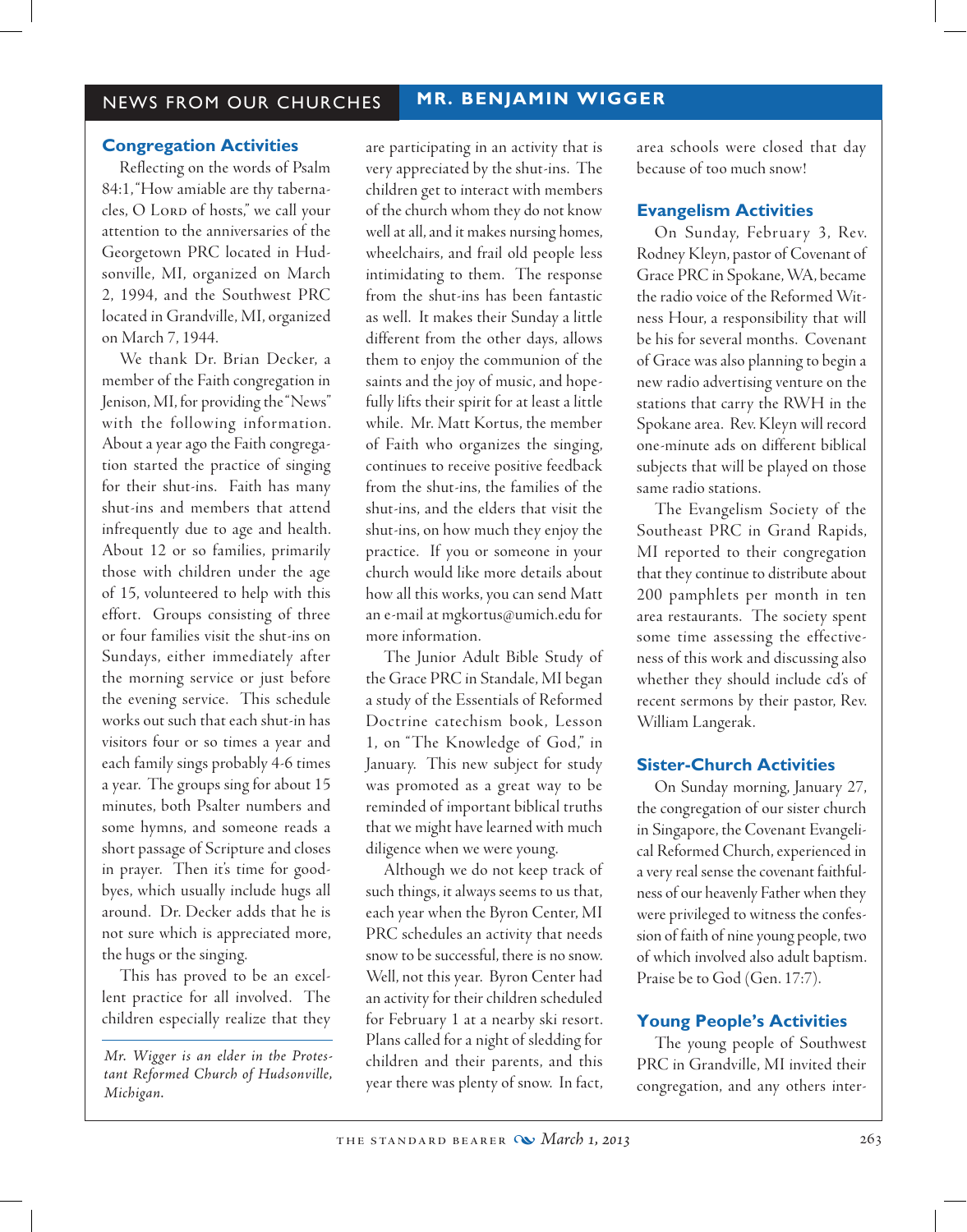# NEWS FROM OUR CHURCHES

## MR. BENJAMIN WIGGER

### Congregation Activities

Reflecting on the words of Psalm 84:1, "How amiable are thy tabernacles, O Lord of hosts," we call your attention to the anniversaries of the Georgetown PRC located in Hudsonville, MI, organized on March 2, 1994, and the Southwest PRC located in Grandville, MI, organized on March 7, 1944.

We thank Dr. Brian Decker, a member of the Faith congregation in Jenison, MI, for providing the "News" with the following information. About a year ago the Faith congregation started the practice of singing for their shut-ins. Faith has many shut-ins and members that attend infrequently due to age and health. About 12 or so families, primarily those with children under the age of 15, volunteered to help with this effort. Groups consisting of three or four families visit the shut-ins on Sundays, either immediately after the morning service or just before the evening service. This schedule works out such that each shut-in has visitors four or so times a year and each family sings probably 4-6 times a year. The groups sing for about 15 minutes, both Psalter numbers and some hymns, and someone reads a short passage of Scripture and closes in prayer. Then it's time for good-byes, which usually include hugs all around. Dr. Decker adds that he is not sure which is appreciated more, the hugs or the singing.

This has proved to be an excellent practice for all involved. The children especially realize that they are participating in an activity that is very appreciated by the shut-ins. The children get to interact with members of the church whom they do not know well at all, and it makes nursing homes, wheelchairs, and frail old people less intimidating to them. The response from the shut-ins has been fantastic as well. It makes their Sunday a little different from the other days, allows them to enjoy the communion of the saints and the joy of music, and hopefully lifts their spirit for at least a little while. Mr. Matt Kortus, the member of Faith who organizes the singing, continues to receive positive feedback from the shut-ins, the families of the shut-ins, and the elders that visit the shut-ins, on how much they enjoy the practice. If you or someone in your church would like more details about how all this works, you can send Matt an e-mail at mgkortus@umich.edu for more information.

The Junior Adult Bible Study of the Grace PRC in Standale, MI began a study of the Essentials of Reformed Doctrine catechism book, Lesson 1, on "The Knowledge of God," in January. This new subject for study was promoted as a great way to be reminded of important biblical truths that we might have learned with much diligence when we were young.

Although we do not keep track of such things, it always seems to us that, each year when the Byron Center, MI PRC schedules an activity that needs snow to be successful, there is no snow. Well, not this year. Byron Center had an activity for their children scheduled for February 1 at a nearby ski resort. Plans called for a night of sledding for children and their parents, and this year there was plenty of snow. In fact, area schools were closed that day because of too much snow!

### Evangelism Activities

On Sunday, February 3, Rev. Rodney Kleyn, pastor of Covenant of Grace PRC in Spokane, WA, became the radio voice of the Reformed Witness Hour, a responsibility that will be his for several months. Covenant of Grace was also planning to begin a new radio advertising venture on the stations that carry the RWH in the Spokane area. Rev. Kleyn will record one-minute ads on different biblical subjects that will be played on those same radio stations.

The Evangelism Society of the Southeast PRC in Grand Rapids, MI reported to their congregation that they continue to distribute about 200 pamphlets per month in ten area restaurants. The society spent some time assessing the effectiveness of this work and discussing also whether they should include cd's of recent sermons by their pastor, Rev. William Langerak.

### Sister-Church Activities

On Sunday morning, January 27, the congregation of our sister church in Singapore, the Covenant Evangelical Reformed Church, experienced in a very real sense the covenant faithfulness of our heavenly Father when they were privileged to witness the confession of faith of nine young people, two of which involved also adult baptism. Praise be to God (Gen. 17:7).

### Young People's Activities

The young people of Southwest PRC in Grandville, MI invited their congregation, and any others inter-

*Mr. Wigger is an elder in the Protestant Reformed Church of Hudsonville, Michigan.*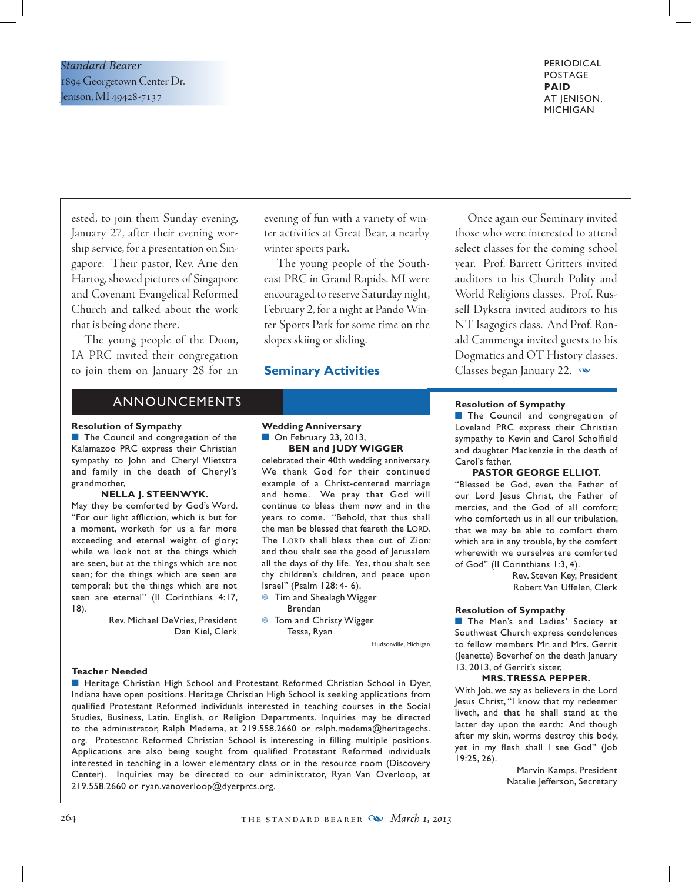Standard Bearer
1894 Georgetown Center Dr.
Jenison, MI 49428-7137

PERIODICAL POSTAGE **PAID** AT JENISON, MICHIGAN

ested, to join them Sunday evening, January 27, after their evening worship service, for a presentation on Singapore. Their pastor, Rev. Arie den Hartog, showed pictures of Singapore and Covenant Evangelical Reformed Church and talked about the work that is being done there.

The young people of the Doon, IA PRC invited their congregation to join them on January 28 for an evening of fun with a variety of winter activities at Great Bear, a nearby winter sports park.

The young people of the Southeast PRC in Grand Rapids, MI were encouraged to reserve Saturday night, February 2, for a night at Pando Winter Sports Park for some time on the slopes skiing or sliding.

## Seminary Activities

Once again our Seminary invited those who were interested to attend select classes for the coming school year. Prof. Barrett Gritters invited auditors to his Church Polity and World Religions classes. Prof. Russell Dykstra invited auditors to his NT Isagogics class. And Prof. Ronald Cammenga invited guests to his Dogmatics and OT History classes. Classes began January 22.

# ANNOUNCEMENTS

**Resolution of Sympathy**

The Council and congregation of the Kalamazoo PRC express their Christian sympathy to John and Cheryl Vlietstra and family in the death of Cheryl's grandmother,

**NELLA J. STEENWYK.**

May they be comforted by God's Word. "For our light affliction, which is but for a moment, worketh for us a far more exceeding and eternal weight of glory; while we look not at the things which are seen, but at the things which are not seen; for the things which are seen are temporal; but the things which are not seen are eternal" (II Corinthians 4:17, 18).

Rev. Michael DeVries, President
Dan Kiel, Clerk

**Wedding Anniversary**

On February 23, 2013,

**BEN and JUDY WIGGER**

celebrated their 40th wedding anniversary. We thank God for their continued example of a Christ-centered marriage and home. We pray that God will continue to bless them now and in the years to come. "Behold, that thus shall the man be blessed that feareth the LORD. The LORD shall bless thee out of Zion: and thou shalt see the good of Jerusalem all the days of thy life. Yea, thou shalt see thy children's children, and peace upon Israel" (Psalm 128: 4- 6).

- Tim and Shealagh Wigger
  Brendan
- Tom and Christy Wigger
  Tessa, Ryan

Hudsonville, Michigan

**Resolution of Sympathy**

The Council and congregation of Loveland PRC express their Christian sympathy to Kevin and Carol Scholfield and daughter Mackenzie in the death of Carol's father,

**PASTOR GEORGE ELLIOT.**

"Blessed be God, even the Father of our Lord Jesus Christ, the Father of mercies, and the God of all comfort; who comforteth us in all our tribulation, that we may be able to comfort them which are in any trouble, by the comfort wherewith we ourselves are comforted of God" (II Corinthians 1:3, 4).

Rev. Steven Key, President
Robert Van Uffelen, Clerk

**Resolution of Sympathy**

The Men's and Ladies' Society at Southwest Church express condolences to fellow members Mr. and Mrs. Gerrit (Jeanette) Boverhof on the death January 13, 2013, of Gerrit's sister,

**MRS. TRESSA PEPPER.**

With Job, we say as believers in the Lord Jesus Christ, "I know that my redeemer liveth, and that he shall stand at the latter day upon the earth: And though after my skin, worms destroy this body, yet in my flesh shall I see God" (Job 19:25, 26).

Marvin Kamps, President
Natalie Jefferson, Secretary

**Teacher Needed**

Heritage Christian High School and Protestant Reformed Christian School in Dyer, Indiana have open positions. Heritage Christian High School is seeking applications from qualified Protestant Reformed individuals interested in teaching courses in the Social Studies, Business, Latin, English, or Religion Departments. Inquiries may be directed to the administrator, Ralph Medema, at 219.558.2660 or ralph.medema@heritagechs.org. Protestant Reformed Christian School is interesting in filling multiple positions. Applications are also being sought from qualified Protestant Reformed individuals interested in teaching in a lower elementary class or in the resource room (Discovery Center). Inquiries may be directed to our administrator, Ryan Van Overloop, at 219.558.2660 or ryan.vanoverloop@dyerprcs.org.